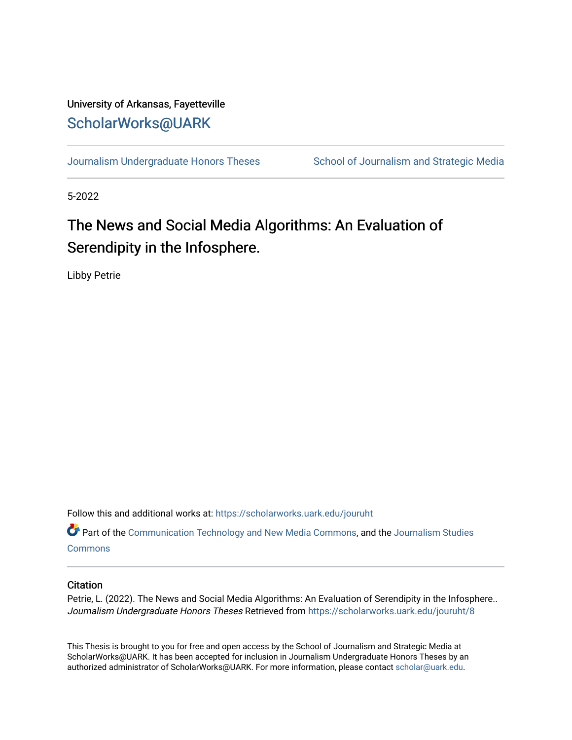University of Arkansas, Fayetteville

ScholarWorks@UARK

Journalism Undergraduate Honors Theses | School of Journalism and Strategic Media

5-2022

# The News and Social Media Algorithms: An Evaluation of Serendipity in the Infosphere.

Libby Petrie

Follow this and additional works at: https://scholarworks.uark.edu/jouruht

Part of the Communication Technology and New Media Commons, and the Journalism Studies Commons

## Citation

Petrie, L. (2022). The News and Social Media Algorithms: An Evaluation of Serendipity in the Infosphere.. *Journalism Undergraduate Honors Theses* Retrieved from https://scholarworks.uark.edu/jouruht/8

This Thesis is brought to you for free and open access by the School of Journalism and Strategic Media at ScholarWorks@UARK. It has been accepted for inclusion in Journalism Undergraduate Honors Theses by an authorized administrator of ScholarWorks@UARK. For more information, please contact scholar@uark.edu.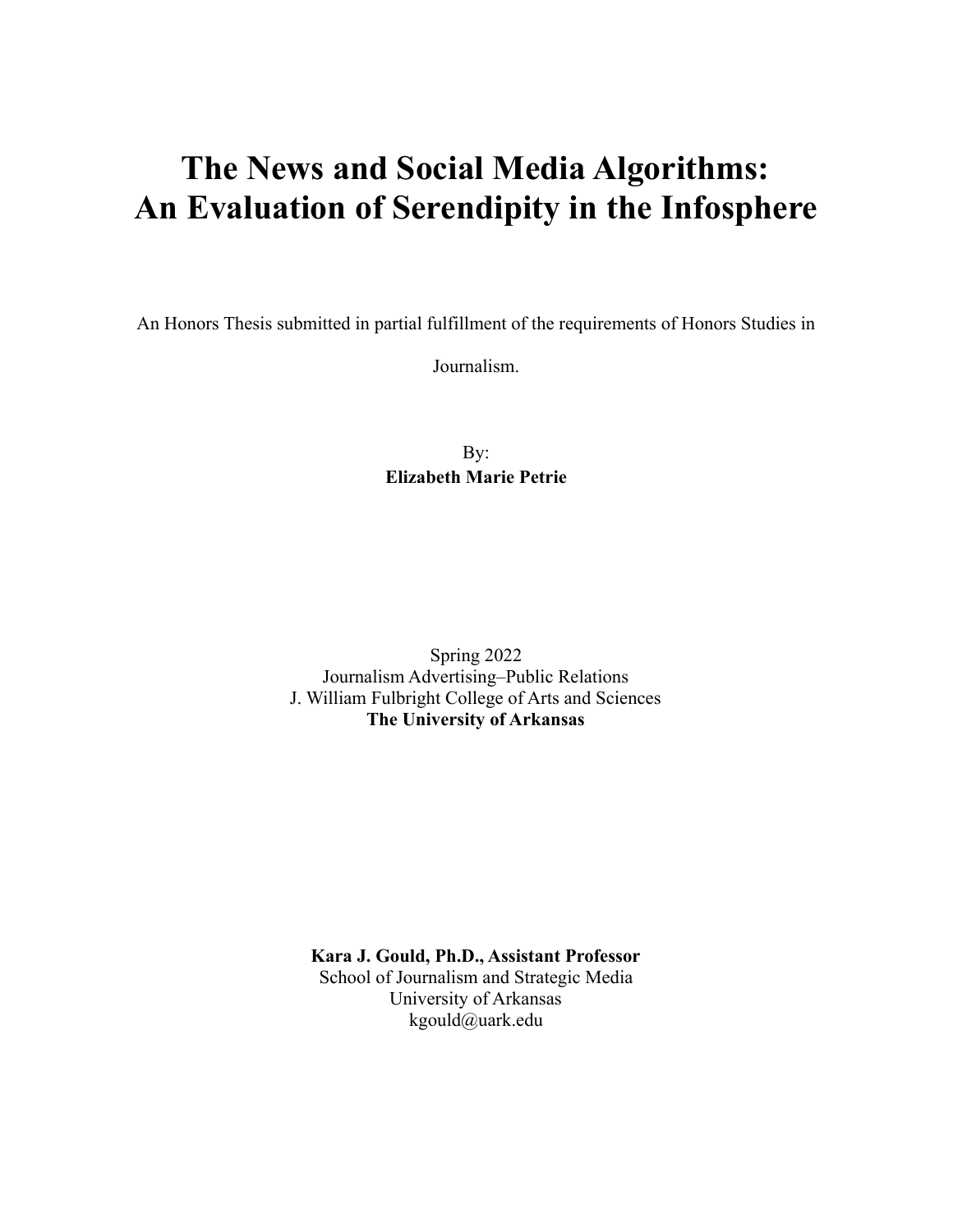# The News and Social Media Algorithms: An Evaluation of Serendipity in the Infosphere

An Honors Thesis submitted in partial fulfillment of the requirements of Honors Studies in Journalism.

By:
**Elizabeth Marie Petrie**

Spring 2022
Journalism Advertising–Public Relations
J. William Fulbright College of Arts and Sciences
**The University of Arkansas**

**Kara J. Gould, Ph.D., Assistant Professor**
School of Journalism and Strategic Media
University of Arkansas
kgould@uark.edu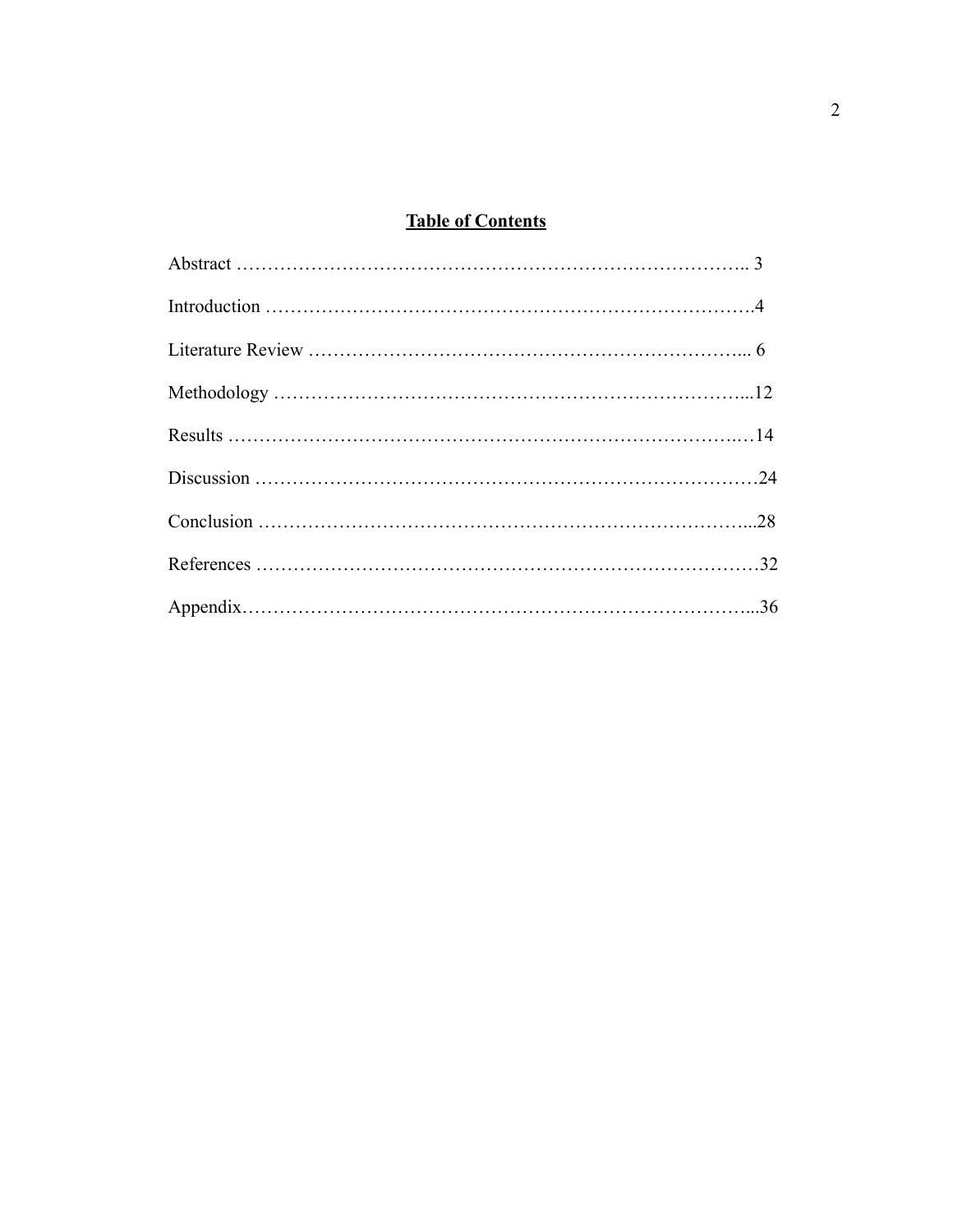# Table of Contents

Abstract …………………………………………………………………….. 3

Introduction …………………………………………………………………….4

Literature Review …………………………………………………………... 6

Methodology ………………………………………………………………...12

Results ……………………………………………………………………..…14

Discussion ……………………………………………………………………24

Conclusion …………………………………………………………………...28

References ……………………………………………………………………32

Appendix……………………………………………………………………...36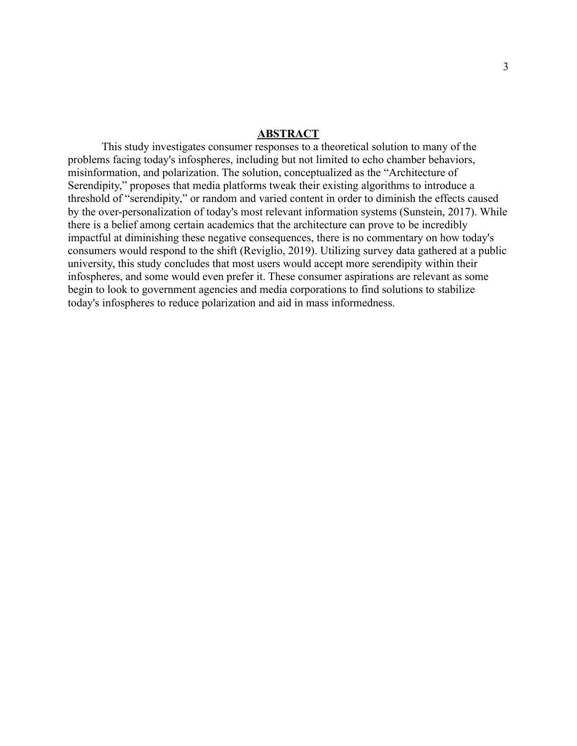## **ABSTRACT**

This study investigates consumer responses to a theoretical solution to many of the problems facing today's infospheres, including but not limited to echo chamber behaviors, misinformation, and polarization. The solution, conceptualized as the "Architecture of Serendipity," proposes that media platforms tweak their existing algorithms to introduce a threshold of "serendipity," or random and varied content in order to diminish the effects caused by the over-personalization of today's most relevant information systems (Sunstein, 2017). While there is a belief among certain academics that the architecture can prove to be incredibly impactful at diminishing these negative consequences, there is no commentary on how today's consumers would respond to the shift (Reviglio, 2019). Utilizing survey data gathered at a public university, this study concludes that most users would accept more serendipity within their infospheres, and some would even prefer it. These consumer aspirations are relevant as some begin to look to government agencies and media corporations to find solutions to stabilize today's infospheres to reduce polarization and aid in mass informedness.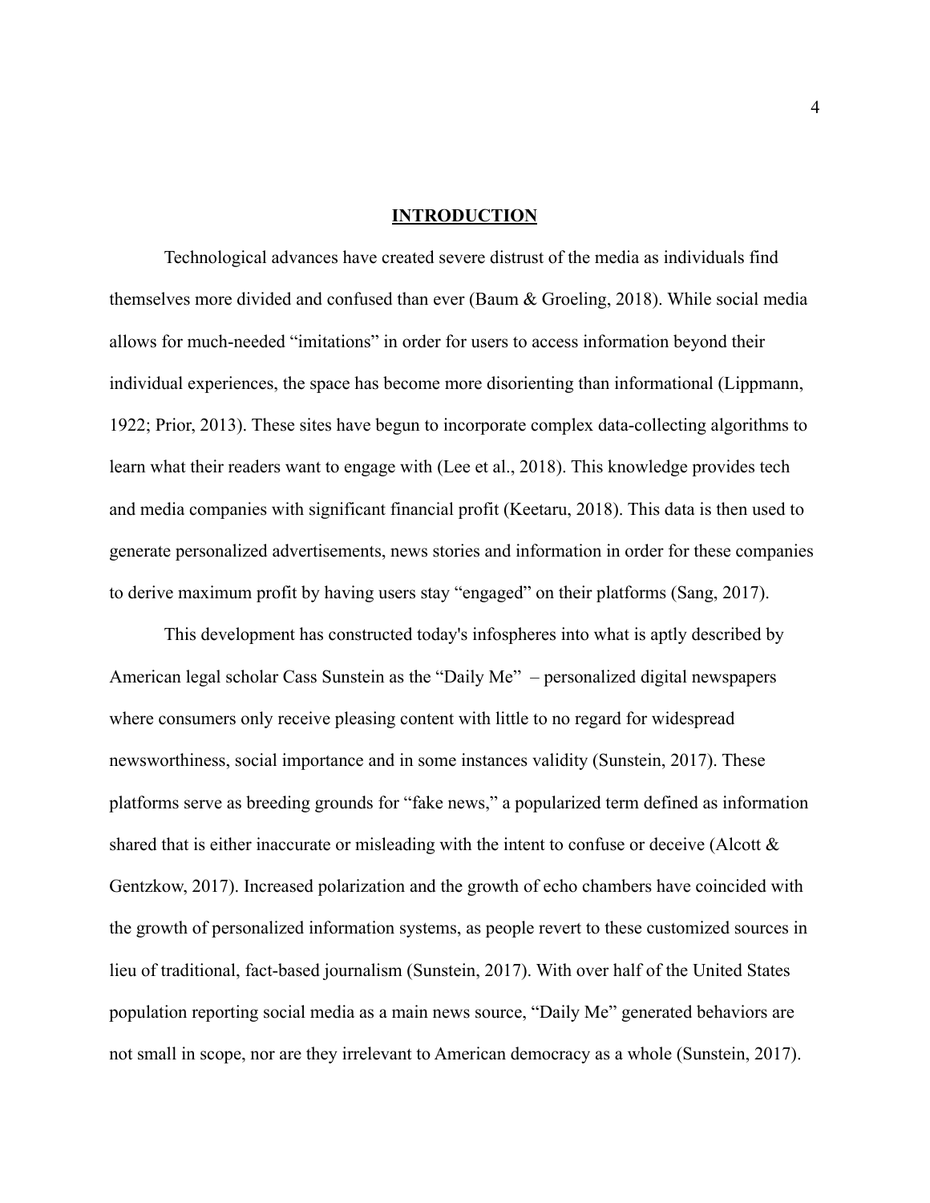# INTRODUCTION

Technological advances have created severe distrust of the media as individuals find themselves more divided and confused than ever (Baum & Groeling, 2018). While social media allows for much-needed "imitations" in order for users to access information beyond their individual experiences, the space has become more disorienting than informational (Lippmann, 1922; Prior, 2013). These sites have begun to incorporate complex data-collecting algorithms to learn what their readers want to engage with (Lee et al., 2018). This knowledge provides tech and media companies with significant financial profit (Keetaru, 2018). This data is then used to generate personalized advertisements, news stories and information in order for these companies to derive maximum profit by having users stay "engaged" on their platforms (Sang, 2017).

This development has constructed today's infospheres into what is aptly described by American legal scholar Cass Sunstein as the "Daily Me" – personalized digital newspapers where consumers only receive pleasing content with little to no regard for widespread newsworthiness, social importance and in some instances validity (Sunstein, 2017). These platforms serve as breeding grounds for "fake news," a popularized term defined as information shared that is either inaccurate or misleading with the intent to confuse or deceive (Alcott & Gentzkow, 2017). Increased polarization and the growth of echo chambers have coincided with the growth of personalized information systems, as people revert to these customized sources in lieu of traditional, fact-based journalism (Sunstein, 2017). With over half of the United States population reporting social media as a main news source, "Daily Me" generated behaviors are not small in scope, nor are they irrelevant to American democracy as a whole (Sunstein, 2017).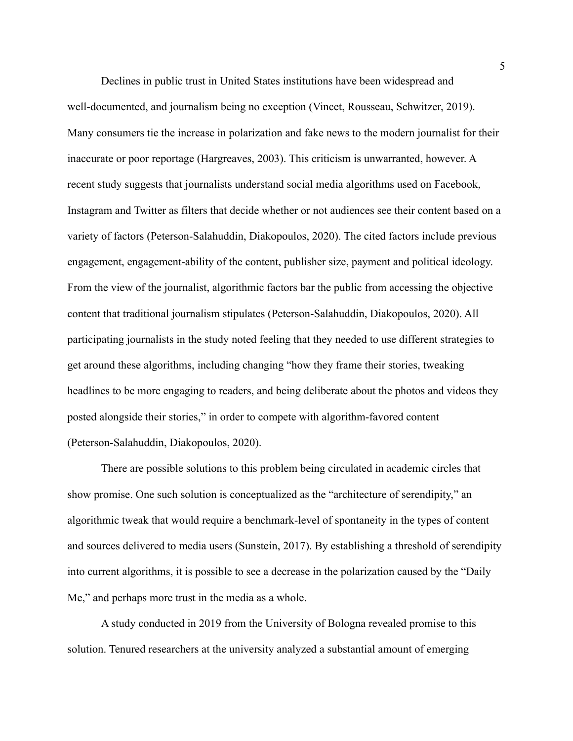Declines in public trust in United States institutions have been widespread and well-documented, and journalism being no exception (Vincet, Rousseau, Schwitzer, 2019). Many consumers tie the increase in polarization and fake news to the modern journalist for their inaccurate or poor reportage (Hargreaves, 2003). This criticism is unwarranted, however. A recent study suggests that journalists understand social media algorithms used on Facebook, Instagram and Twitter as filters that decide whether or not audiences see their content based on a variety of factors (Peterson-Salahuddin, Diakopoulos, 2020). The cited factors include previous engagement, engagement-ability of the content, publisher size, payment and political ideology. From the view of the journalist, algorithmic factors bar the public from accessing the objective content that traditional journalism stipulates (Peterson-Salahuddin, Diakopoulos, 2020). All participating journalists in the study noted feeling that they needed to use different strategies to get around these algorithms, including changing "how they frame their stories, tweaking headlines to be more engaging to readers, and being deliberate about the photos and videos they posted alongside their stories," in order to compete with algorithm-favored content (Peterson-Salahuddin, Diakopoulos, 2020).

There are possible solutions to this problem being circulated in academic circles that show promise. One such solution is conceptualized as the "architecture of serendipity," an algorithmic tweak that would require a benchmark-level of spontaneity in the types of content and sources delivered to media users (Sunstein, 2017). By establishing a threshold of serendipity into current algorithms, it is possible to see a decrease in the polarization caused by the "Daily Me," and perhaps more trust in the media as a whole.

A study conducted in 2019 from the University of Bologna revealed promise to this solution. Tenured researchers at the university analyzed a substantial amount of emerging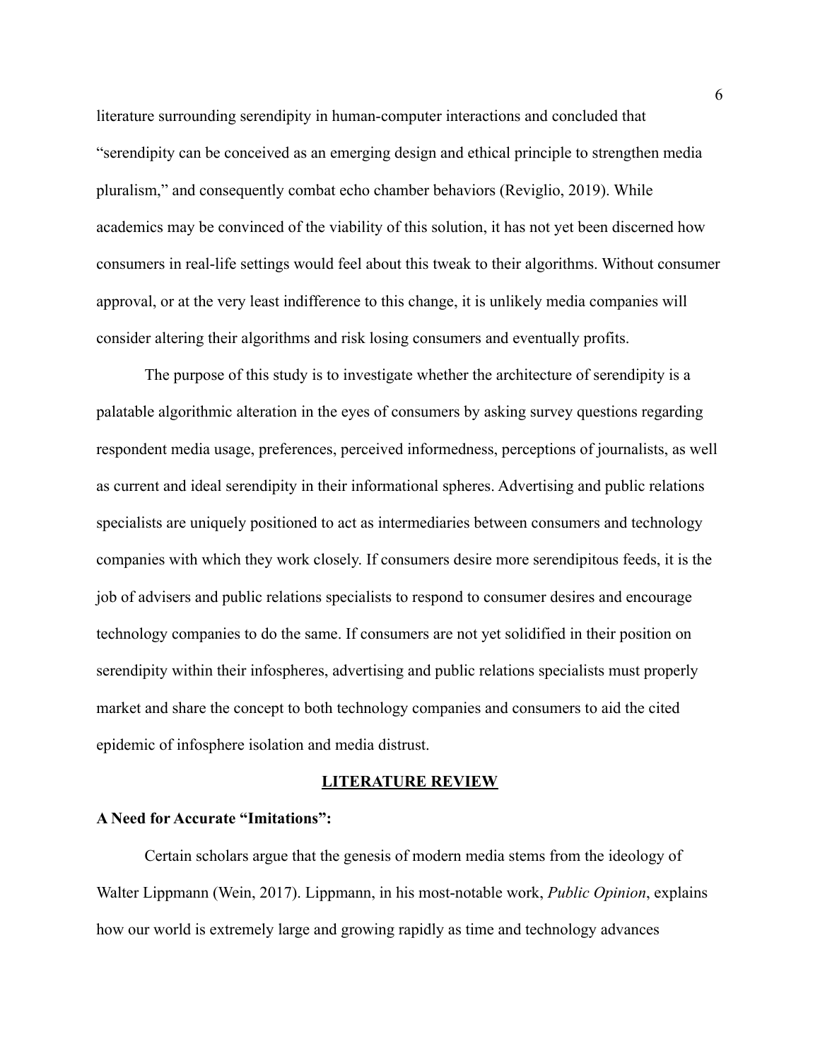literature surrounding serendipity in human-computer interactions and concluded that "serendipity can be conceived as an emerging design and ethical principle to strengthen media pluralism," and consequently combat echo chamber behaviors (Reviglio, 2019). While academics may be convinced of the viability of this solution, it has not yet been discerned how consumers in real-life settings would feel about this tweak to their algorithms. Without consumer approval, or at the very least indifference to this change, it is unlikely media companies will consider altering their algorithms and risk losing consumers and eventually profits.

The purpose of this study is to investigate whether the architecture of serendipity is a palatable algorithmic alteration in the eyes of consumers by asking survey questions regarding respondent media usage, preferences, perceived informedness, perceptions of journalists, as well as current and ideal serendipity in their informational spheres. Advertising and public relations specialists are uniquely positioned to act as intermediaries between consumers and technology companies with which they work closely. If consumers desire more serendipitous feeds, it is the job of advisers and public relations specialists to respond to consumer desires and encourage technology companies to do the same. If consumers are not yet solidified in their position on serendipity within their infospheres, advertising and public relations specialists must properly market and share the concept to both technology companies and consumers to aid the cited epidemic of infosphere isolation and media distrust.

## LITERATURE REVIEW

### A Need for Accurate "Imitations":

Certain scholars argue that the genesis of modern media stems from the ideology of Walter Lippmann (Wein, 2017). Lippmann, in his most-notable work, *Public Opinion*, explains how our world is extremely large and growing rapidly as time and technology advances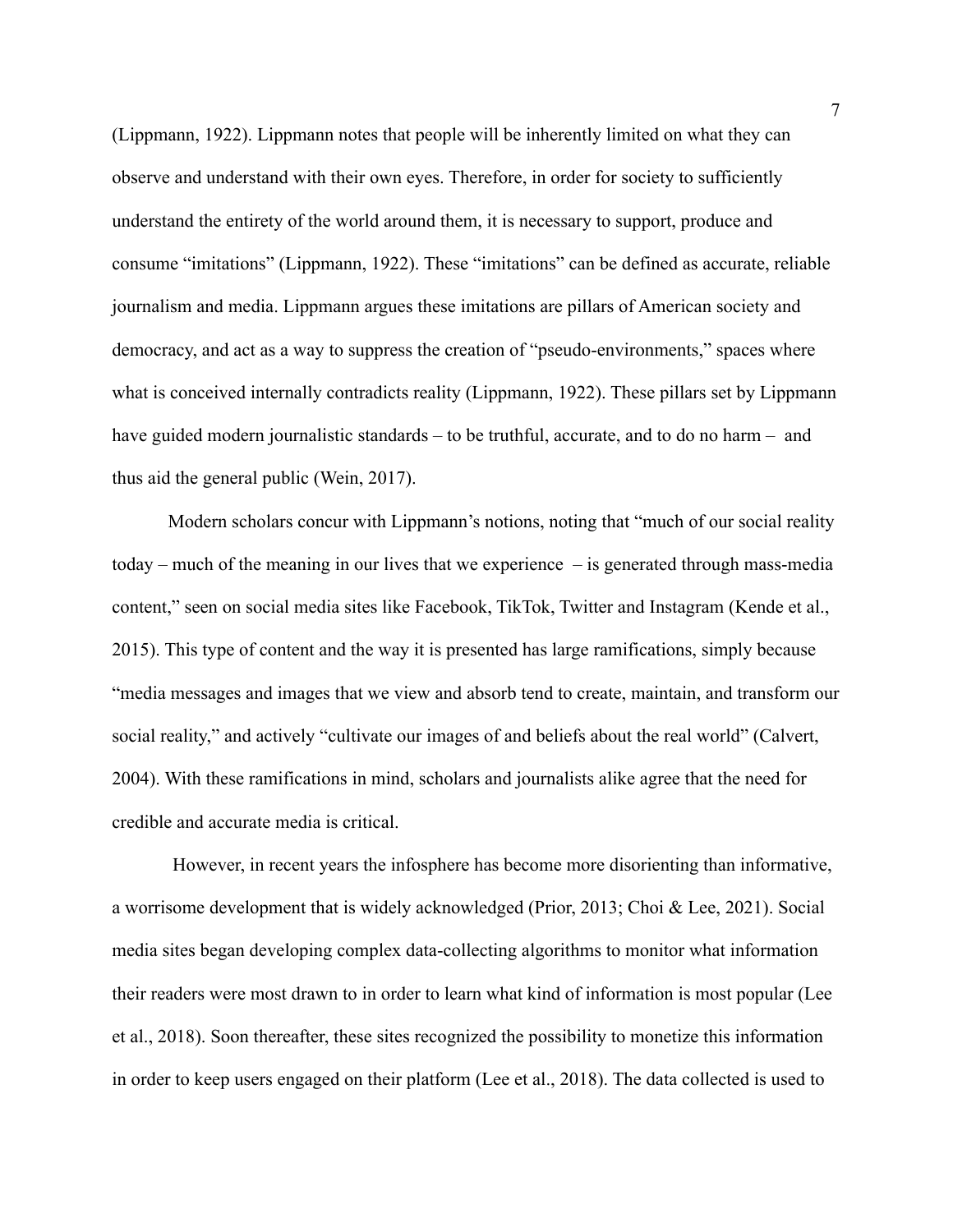(Lippmann, 1922). Lippmann notes that people will be inherently limited on what they can observe and understand with their own eyes. Therefore, in order for society to sufficiently understand the entirety of the world around them, it is necessary to support, produce and consume "imitations" (Lippmann, 1922). These "imitations" can be defined as accurate, reliable journalism and media. Lippmann argues these imitations are pillars of American society and democracy, and act as a way to suppress the creation of "pseudo-environments," spaces where what is conceived internally contradicts reality (Lippmann, 1922). These pillars set by Lippmann have guided modern journalistic standards – to be truthful, accurate, and to do no harm – and thus aid the general public (Wein, 2017).

Modern scholars concur with Lippmann's notions, noting that "much of our social reality today – much of the meaning in our lives that we experience – is generated through mass-media content," seen on social media sites like Facebook, TikTok, Twitter and Instagram (Kende et al., 2015). This type of content and the way it is presented has large ramifications, simply because "media messages and images that we view and absorb tend to create, maintain, and transform our social reality," and actively "cultivate our images of and beliefs about the real world" (Calvert, 2004). With these ramifications in mind, scholars and journalists alike agree that the need for credible and accurate media is critical.

However, in recent years the infosphere has become more disorienting than informative, a worrisome development that is widely acknowledged (Prior, 2013; Choi & Lee, 2021). Social media sites began developing complex data-collecting algorithms to monitor what information their readers were most drawn to in order to learn what kind of information is most popular (Lee et al., 2018). Soon thereafter, these sites recognized the possibility to monetize this information in order to keep users engaged on their platform (Lee et al., 2018). The data collected is used to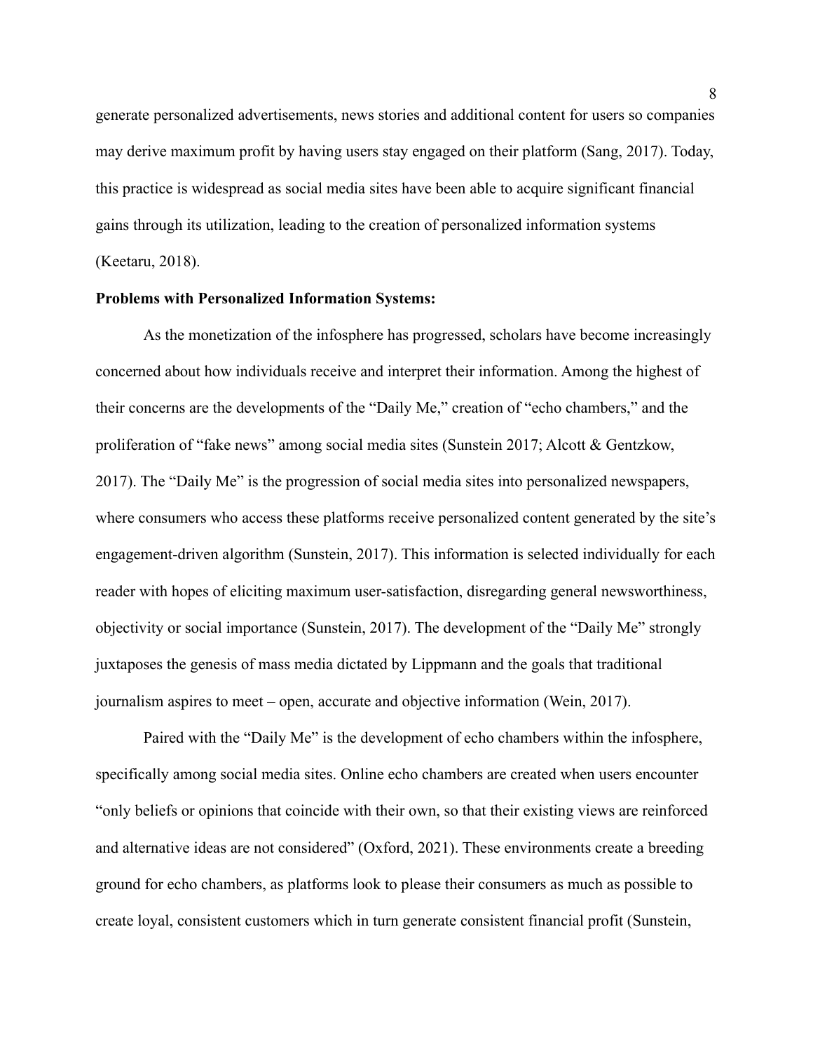generate personalized advertisements, news stories and additional content for users so companies may derive maximum profit by having users stay engaged on their platform (Sang, 2017). Today, this practice is widespread as social media sites have been able to acquire significant financial gains through its utilization, leading to the creation of personalized information systems (Keetaru, 2018).

**Problems with Personalized Information Systems:**

As the monetization of the infosphere has progressed, scholars have become increasingly concerned about how individuals receive and interpret their information. Among the highest of their concerns are the developments of the “Daily Me,” creation of “echo chambers,” and the proliferation of “fake news” among social media sites (Sunstein 2017; Alcott & Gentzkow, 2017). The “Daily Me” is the progression of social media sites into personalized newspapers, where consumers who access these platforms receive personalized content generated by the site’s engagement-driven algorithm (Sunstein, 2017). This information is selected individually for each reader with hopes of eliciting maximum user-satisfaction, disregarding general newsworthiness, objectivity or social importance (Sunstein, 2017). The development of the “Daily Me” strongly juxtaposes the genesis of mass media dictated by Lippmann and the goals that traditional journalism aspires to meet – open, accurate and objective information (Wein, 2017).

Paired with the “Daily Me” is the development of echo chambers within the infosphere, specifically among social media sites. Online echo chambers are created when users encounter “only beliefs or opinions that coincide with their own, so that their existing views are reinforced and alternative ideas are not considered” (Oxford, 2021). These environments create a breeding ground for echo chambers, as platforms look to please their consumers as much as possible to create loyal, consistent customers which in turn generate consistent financial profit (Sunstein,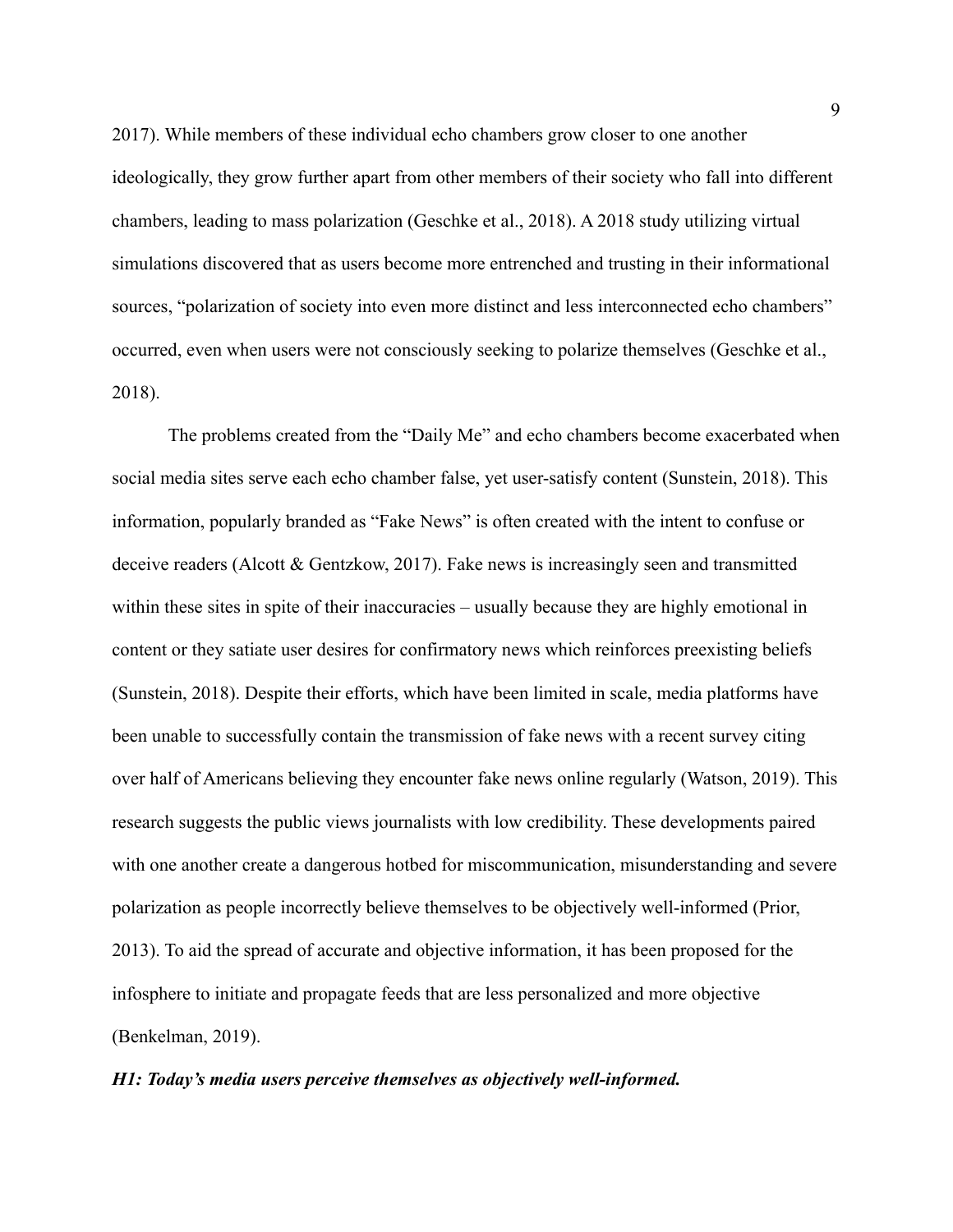2017). While members of these individual echo chambers grow closer to one another ideologically, they grow further apart from other members of their society who fall into different chambers, leading to mass polarization (Geschke et al., 2018). A 2018 study utilizing virtual simulations discovered that as users become more entrenched and trusting in their informational sources, "polarization of society into even more distinct and less interconnected echo chambers" occurred, even when users were not consciously seeking to polarize themselves (Geschke et al., 2018).

The problems created from the "Daily Me" and echo chambers become exacerbated when social media sites serve each echo chamber false, yet user-satisfy content (Sunstein, 2018). This information, popularly branded as "Fake News" is often created with the intent to confuse or deceive readers (Alcott & Gentzkow, 2017). Fake news is increasingly seen and transmitted within these sites in spite of their inaccuracies – usually because they are highly emotional in content or they satiate user desires for confirmatory news which reinforces preexisting beliefs (Sunstein, 2018). Despite their efforts, which have been limited in scale, media platforms have been unable to successfully contain the transmission of fake news with a recent survey citing over half of Americans believing they encounter fake news online regularly (Watson, 2019). This research suggests the public views journalists with low credibility. These developments paired with one another create a dangerous hotbed for miscommunication, misunderstanding and severe polarization as people incorrectly believe themselves to be objectively well-informed (Prior, 2013). To aid the spread of accurate and objective information, it has been proposed for the infosphere to initiate and propagate feeds that are less personalized and more objective (Benkelman, 2019).

***H1: Today's media users perceive themselves as objectively well-informed.***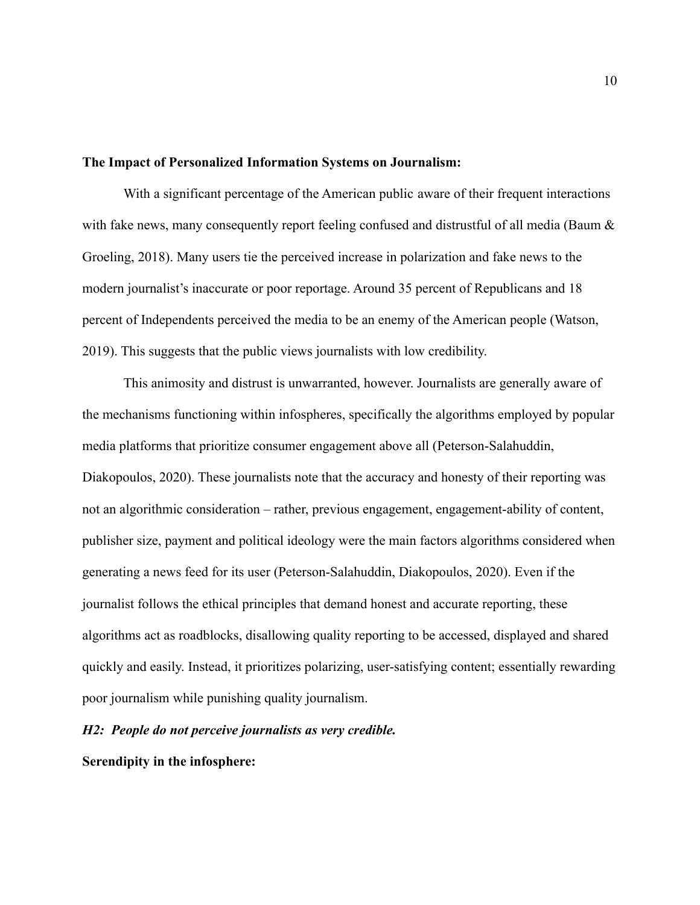**The Impact of Personalized Information Systems on Journalism:**

With a significant percentage of the American public aware of their frequent interactions with fake news, many consequently report feeling confused and distrustful of all media (Baum & Groeling, 2018). Many users tie the perceived increase in polarization and fake news to the modern journalist's inaccurate or poor reportage. Around 35 percent of Republicans and 18 percent of Independents perceived the media to be an enemy of the American people (Watson, 2019). This suggests that the public views journalists with low credibility.

This animosity and distrust is unwarranted, however. Journalists are generally aware of the mechanisms functioning within infospheres, specifically the algorithms employed by popular media platforms that prioritize consumer engagement above all (Peterson-Salahuddin, Diakopoulos, 2020). These journalists note that the accuracy and honesty of their reporting was not an algorithmic consideration – rather, previous engagement, engagement-ability of content, publisher size, payment and political ideology were the main factors algorithms considered when generating a news feed for its user (Peterson-Salahuddin, Diakopoulos, 2020). Even if the journalist follows the ethical principles that demand honest and accurate reporting, these algorithms act as roadblocks, disallowing quality reporting to be accessed, displayed and shared quickly and easily. Instead, it prioritizes polarizing, user-satisfying content; essentially rewarding poor journalism while punishing quality journalism.

***H2: People do not perceive journalists as very credible.***

**Serendipity in the infosphere:**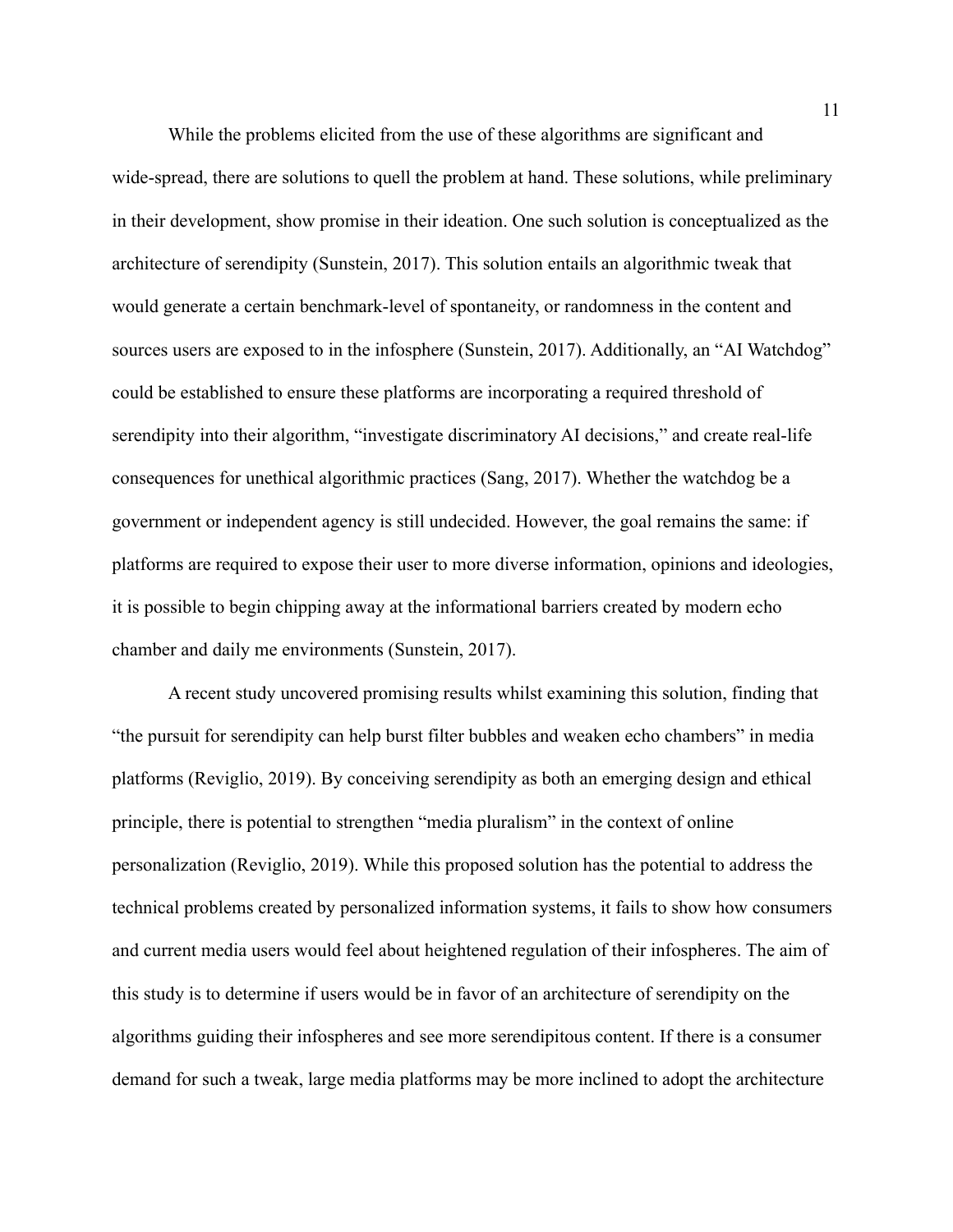While the problems elicited from the use of these algorithms are significant and wide-spread, there are solutions to quell the problem at hand. These solutions, while preliminary in their development, show promise in their ideation. One such solution is conceptualized as the architecture of serendipity (Sunstein, 2017). This solution entails an algorithmic tweak that would generate a certain benchmark-level of spontaneity, or randomness in the content and sources users are exposed to in the infosphere (Sunstein, 2017). Additionally, an "AI Watchdog" could be established to ensure these platforms are incorporating a required threshold of serendipity into their algorithm, "investigate discriminatory AI decisions," and create real-life consequences for unethical algorithmic practices (Sang, 2017). Whether the watchdog be a government or independent agency is still undecided. However, the goal remains the same: if platforms are required to expose their user to more diverse information, opinions and ideologies, it is possible to begin chipping away at the informational barriers created by modern echo chamber and daily me environments (Sunstein, 2017).

A recent study uncovered promising results whilst examining this solution, finding that "the pursuit for serendipity can help burst filter bubbles and weaken echo chambers" in media platforms (Reviglio, 2019). By conceiving serendipity as both an emerging design and ethical principle, there is potential to strengthen "media pluralism" in the context of online personalization (Reviglio, 2019). While this proposed solution has the potential to address the technical problems created by personalized information systems, it fails to show how consumers and current media users would feel about heightened regulation of their infospheres. The aim of this study is to determine if users would be in favor of an architecture of serendipity on the algorithms guiding their infospheres and see more serendipitous content. If there is a consumer demand for such a tweak, large media platforms may be more inclined to adopt the architecture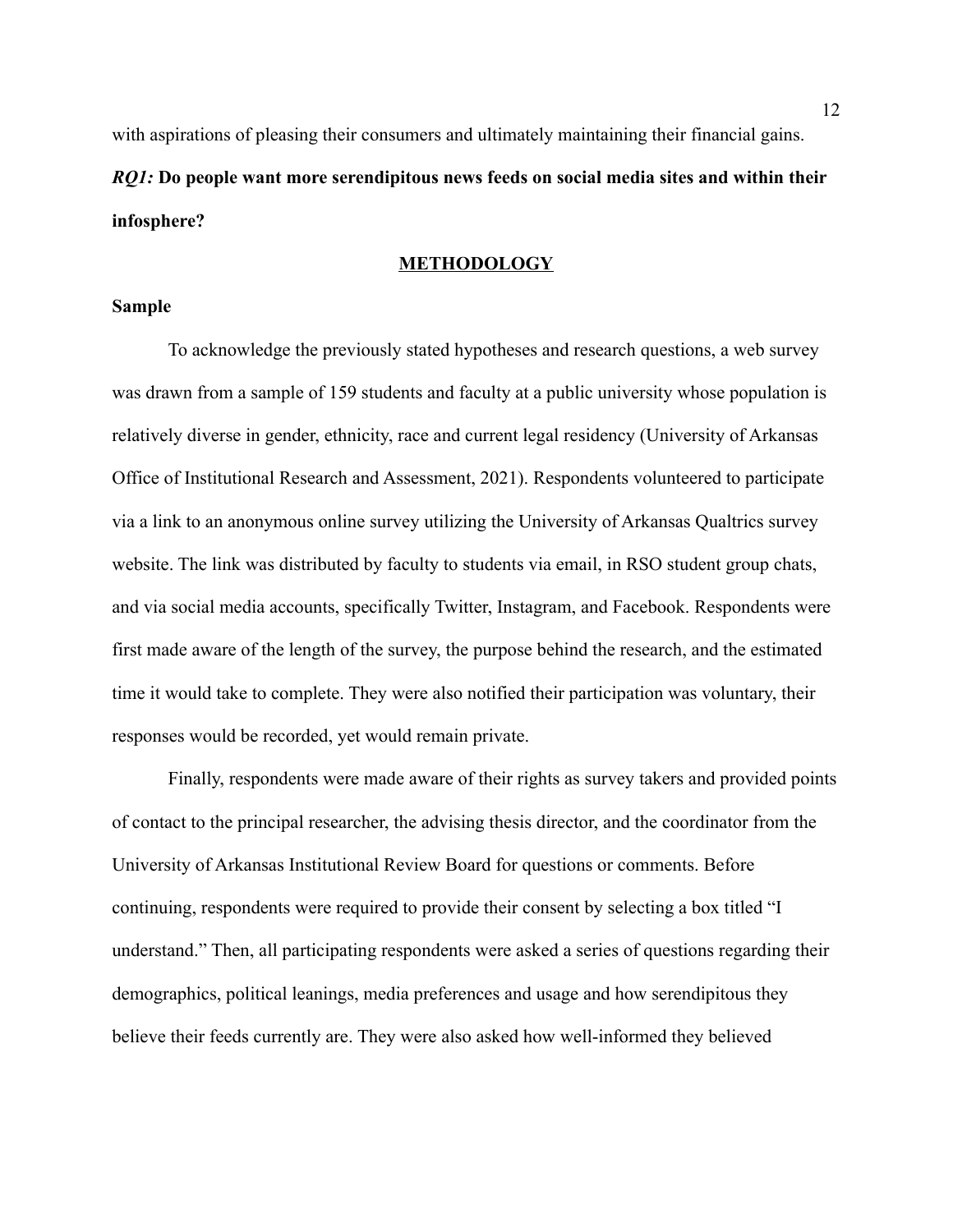with aspirations of pleasing their consumers and ultimately maintaining their financial gains.

***RQ1:*** **Do people want more serendipitous news feeds on social media sites and within their infosphere?**

## METHODOLOGY

### Sample

To acknowledge the previously stated hypotheses and research questions, a web survey was drawn from a sample of 159 students and faculty at a public university whose population is relatively diverse in gender, ethnicity, race and current legal residency (University of Arkansas Office of Institutional Research and Assessment, 2021). Respondents volunteered to participate via a link to an anonymous online survey utilizing the University of Arkansas Qualtrics survey website. The link was distributed by faculty to students via email, in RSO student group chats, and via social media accounts, specifically Twitter, Instagram, and Facebook. Respondents were first made aware of the length of the survey, the purpose behind the research, and the estimated time it would take to complete. They were also notified their participation was voluntary, their responses would be recorded, yet would remain private.

Finally, respondents were made aware of their rights as survey takers and provided points of contact to the principal researcher, the advising thesis director, and the coordinator from the University of Arkansas Institutional Review Board for questions or comments. Before continuing, respondents were required to provide their consent by selecting a box titled "I understand." Then, all participating respondents were asked a series of questions regarding their demographics, political leanings, media preferences and usage and how serendipitous they believe their feeds currently are. They were also asked how well-informed they believed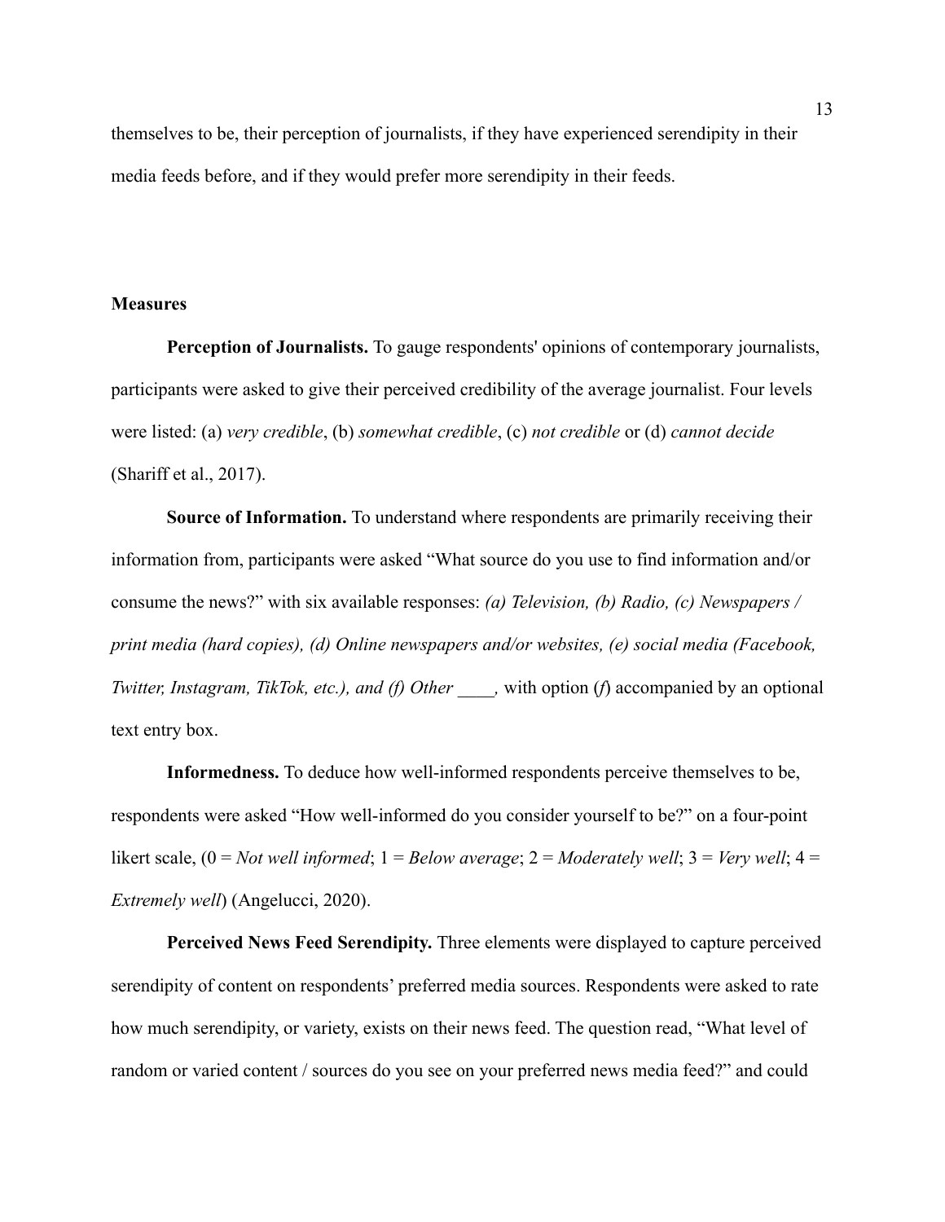themselves to be, their perception of journalists, if they have experienced serendipity in their media feeds before, and if they would prefer more serendipity in their feeds.

## Measures

**Perception of Journalists.** To gauge respondents' opinions of contemporary journalists, participants were asked to give their perceived credibility of the average journalist. Four levels were listed: (a) *very credible*, (b) *somewhat credible*, (c) *not credible* or (d) *cannot decide* (Shariff et al., 2017).

**Source of Information.** To understand where respondents are primarily receiving their information from, participants were asked "What source do you use to find information and/or consume the news?" with six available responses: *(a) Television, (b) Radio, (c) Newspapers / print media (hard copies), (d) Online newspapers and/or websites, (e) social media (Facebook, Twitter, Instagram, TikTok, etc.), and (f) Other ____,* with option (*f*) accompanied by an optional text entry box.

**Informedness.** To deduce how well-informed respondents perceive themselves to be, respondents were asked "How well-informed do you consider yourself to be?" on a four-point likert scale, (0 = *Not well informed*; 1 = *Below average*; 2 = *Moderately well*; 3 = *Very well*; 4 = *Extremely well*) (Angelucci, 2020).

**Perceived News Feed Serendipity.** Three elements were displayed to capture perceived serendipity of content on respondents' preferred media sources. Respondents were asked to rate how much serendipity, or variety, exists on their news feed. The question read, "What level of random or varied content / sources do you see on your preferred news media feed?" and could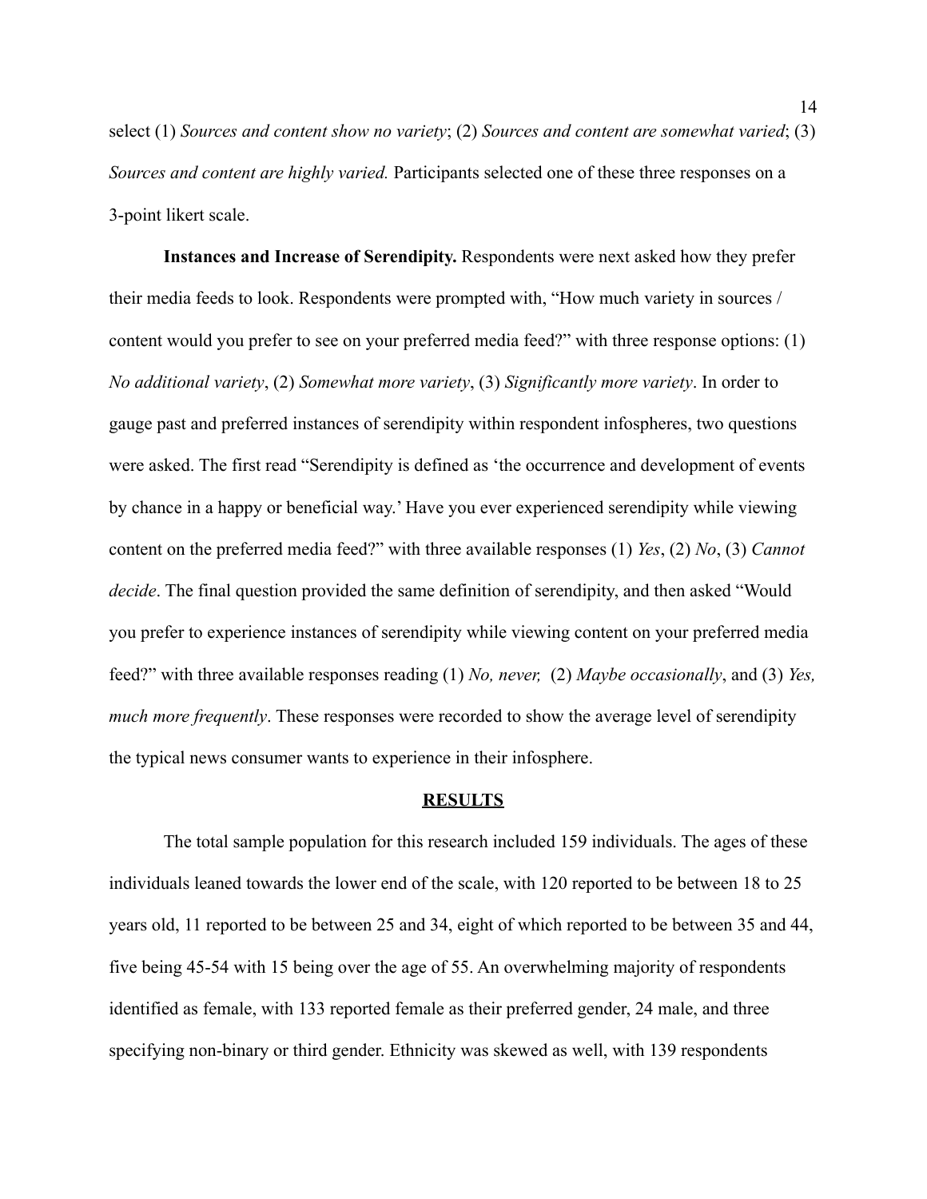select (1) *Sources and content show no variety*; (2) *Sources and content are somewhat varied*; (3) *Sources and content are highly varied.* Participants selected one of these three responses on a 3-point likert scale.

**Instances and Increase of Serendipity.** Respondents were next asked how they prefer their media feeds to look. Respondents were prompted with, "How much variety in sources / content would you prefer to see on your preferred media feed?" with three response options: (1) *No additional variety*, (2) *Somewhat more variety*, (3) *Significantly more variety*. In order to gauge past and preferred instances of serendipity within respondent infospheres, two questions were asked. The first read "Serendipity is defined as 'the occurrence and development of events by chance in a happy or beneficial way.' Have you ever experienced serendipity while viewing content on the preferred media feed?" with three available responses (1) *Yes*, (2) *No*, (3) *Cannot decide*. The final question provided the same definition of serendipity, and then asked "Would you prefer to experience instances of serendipity while viewing content on your preferred media feed?" with three available responses reading (1) *No, never,* (2) *Maybe occasionally*, and (3) *Yes, much more frequently*. These responses were recorded to show the average level of serendipity the typical news consumer wants to experience in their infosphere.

## RESULTS

The total sample population for this research included 159 individuals. The ages of these individuals leaned towards the lower end of the scale, with 120 reported to be between 18 to 25 years old, 11 reported to be between 25 and 34, eight of which reported to be between 35 and 44, five being 45-54 with 15 being over the age of 55. An overwhelming majority of respondents identified as female, with 133 reported female as their preferred gender, 24 male, and three specifying non-binary or third gender. Ethnicity was skewed as well, with 139 respondents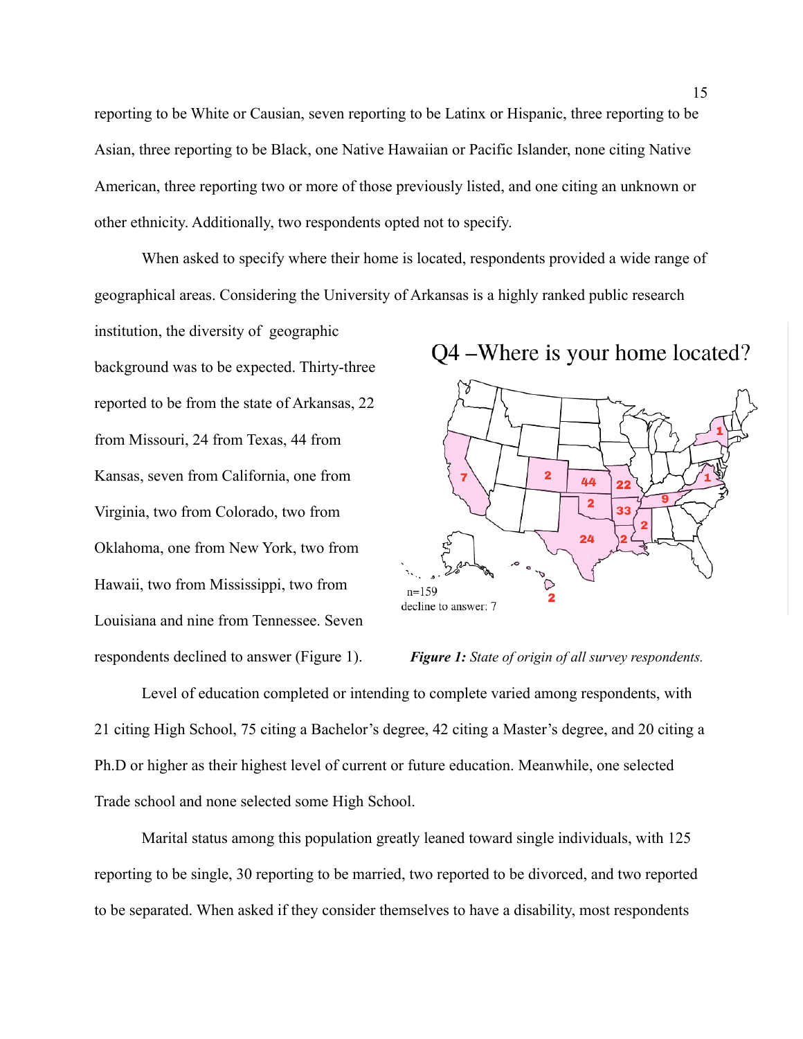reporting to be White or Causian, seven reporting to be Latinx or Hispanic, three reporting to be Asian, three reporting to be Black, one Native Hawaiian or Pacific Islander, none citing Native American, three reporting two or more of those previously listed, and one citing an unknown or other ethnicity. Additionally, two respondents opted not to specify.

When asked to specify where their home is located, respondents provided a wide range of geographical areas. Considering the University of Arkansas is a highly ranked public research institution, the diversity of geographic background was to be expected. Thirty-three reported to be from the state of Arkansas, 22 from Missouri, 24 from Texas, 44 from Kansas, seven from California, one from Virginia, two from Colorado, two from Oklahoma, one from New York, two from Hawaii, two from Mississippi, two from Louisiana and nine from Tennessee. Seven respondents declined to answer (Figure 1).

Q4 –Where is your home located?

n=159
decline to answer: 7

***Figure 1:*** *State of origin of all survey respondents.*

Level of education completed or intending to complete varied among respondents, with 21 citing High School, 75 citing a Bachelor's degree, 42 citing a Master's degree, and 20 citing a Ph.D or higher as their highest level of current or future education. Meanwhile, one selected Trade school and none selected some High School.

Marital status among this population greatly leaned toward single individuals, with 125 reporting to be single, 30 reporting to be married, two reported to be divorced, and two reported to be separated. When asked if they consider themselves to have a disability, most respondents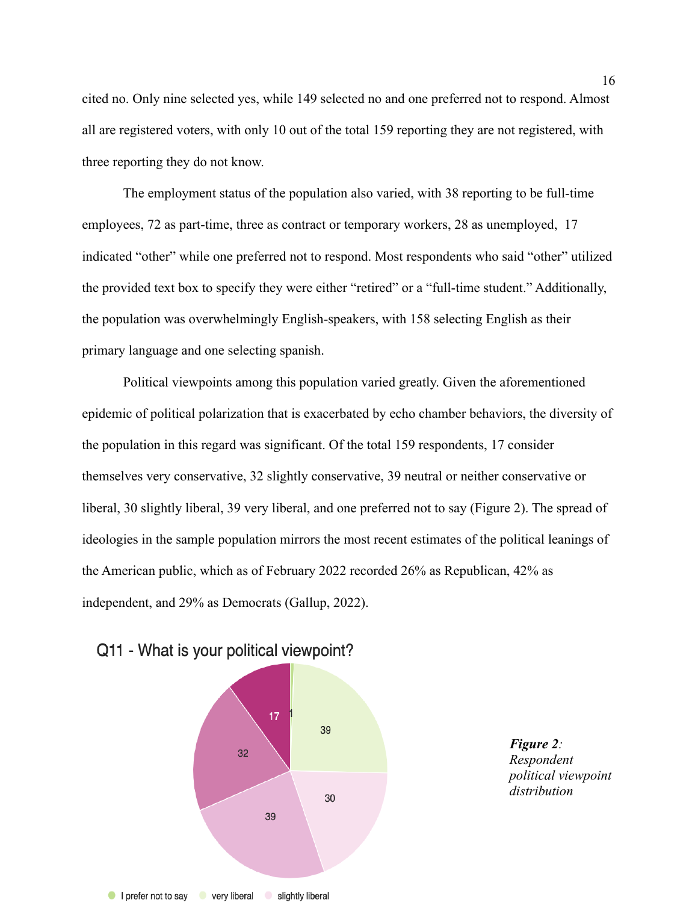cited no. Only nine selected yes, while 149 selected no and one preferred not to respond. Almost all are registered voters, with only 10 out of the total 159 reporting they are not registered, with three reporting they do not know.

The employment status of the population also varied, with 38 reporting to be full-time employees, 72 as part-time, three as contract or temporary workers, 28 as unemployed, 17 indicated "other" while one preferred not to respond. Most respondents who said "other" utilized the provided text box to specify they were either "retired" or a "full-time student." Additionally, the population was overwhelmingly English-speakers, with 158 selecting English as their primary language and one selecting spanish.

Political viewpoints among this population varied greatly. Given the aforementioned epidemic of political polarization that is exacerbated by echo chamber behaviors, the diversity of the population in this regard was significant. Of the total 159 respondents, 17 consider themselves very conservative, 32 slightly conservative, 39 neutral or neither conservative or liberal, 30 slightly liberal, 39 very liberal, and one preferred not to say (Figure 2). The spread of ideologies in the sample population mirrors the most recent estimates of the political leanings of the American public, which as of February 2022 recorded 26% as Republican, 42% as independent, and 29% as Democrats (Gallup, 2022).

Q11 - What is your political viewpoint?

| Response | Count |
|---|---|
| I prefer not to say | 1 |
| very liberal | 39 |
| slightly liberal | 30 |
| (unlabeled in visible legend) | 39 |
| (unlabeled in visible legend) | 32 |
| (unlabeled in visible legend) | 17 |

***Figure 2****: Respondent political viewpoint distribution*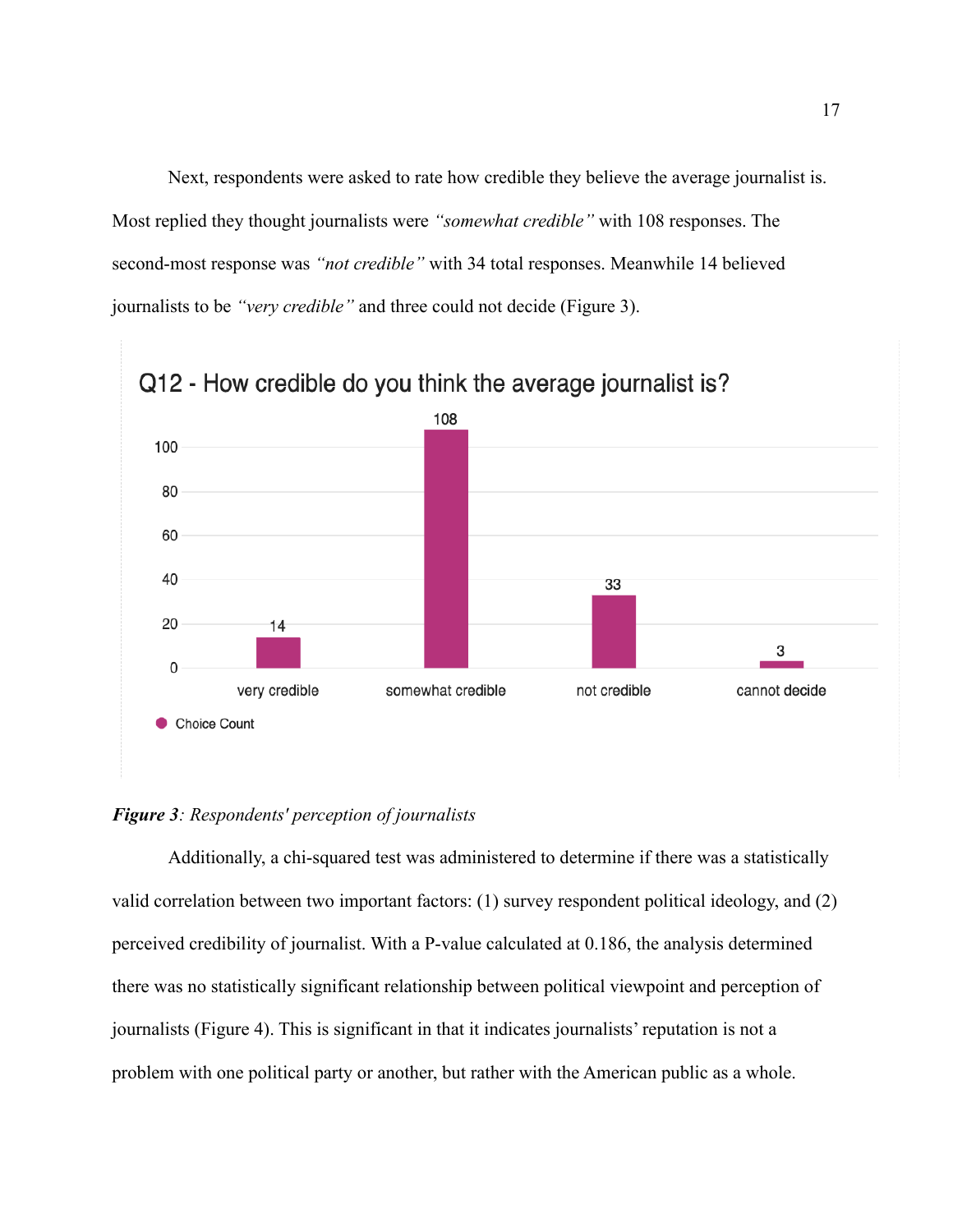Next, respondents were asked to rate how credible they believe the average journalist is. Most replied they thought journalists were *"somewhat credible"* with 108 responses. The second-most response was *"not credible"* with 34 total responses. Meanwhile 14 believed journalists to be *"very credible"* and three could not decide (Figure 3).

Q12 - How credible do you think the average journalist is?

| | very credible | somewhat credible | not credible | cannot decide |
|---|---|---|---|---|
| Choice Count | 14 | 108 | 33 | 3 |

***Figure 3****: Respondents' perception of journalists*

Additionally, a chi-squared test was administered to determine if there was a statistically valid correlation between two important factors: (1) survey respondent political ideology, and (2) perceived credibility of journalist. With a P-value calculated at 0.186, the analysis determined there was no statistically significant relationship between political viewpoint and perception of journalists (Figure 4). This is significant in that it indicates journalists' reputation is not a problem with one political party or another, but rather with the American public as a whole.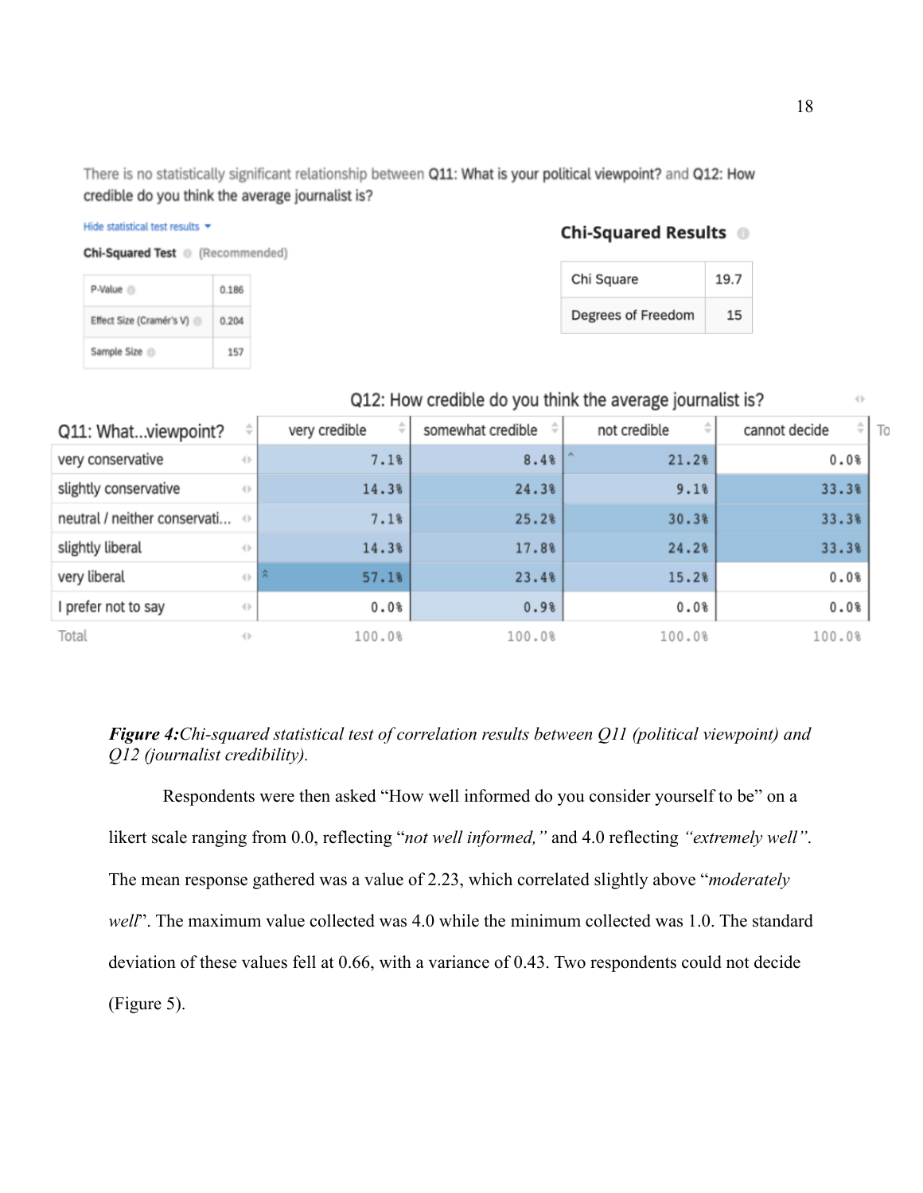There is no statistically significant relationship between **Q11: What is your political viewpoint?** and **Q12: How credible do you think the average journalist is?**

Hide statistical test results

**Chi-Squared Test** (Recommended)

| P-Value | 0.186 |
|---|---|
| Effect Size (Cramér's V) | 0.204 |
| Sample Size | 157 |

**Chi-Squared Results**

| Chi Square | 19.7 |
|---|---|
| Degrees of Freedom | 15 |

| | Q12: How credible do you think the average journalist is? | | | |
|---|---|---|---|---|
| Q11: What...viewpoint? | very credible | somewhat credible | not credible | cannot decide |
| very conservative | 7.1% | 8.4% | 21.2% | 0.0% |
| slightly conservative | 14.3% | 24.3% | 9.1% | 33.3% |
| neutral / neither conservati... | 7.1% | 25.2% | 30.3% | 33.3% |
| slightly liberal | 14.3% | 17.8% | 24.2% | 33.3% |
| very liberal | 57.1% | 23.4% | 15.2% | 0.0% |
| I prefer not to say | 0.0% | 0.9% | 0.0% | 0.0% |
| Total | 100.0% | 100.0% | 100.0% | 100.0% |

***Figure 4:*** *Chi-squared statistical test of correlation results between Q11 (political viewpoint) and Q12 (journalist credibility).*

Respondents were then asked "How well informed do you consider yourself to be" on a likert scale ranging from 0.0, reflecting "*not well informed,"* and 4.0 reflecting *"extremely well"*. The mean response gathered was a value of 2.23, which correlated slightly above "*moderately well*". The maximum value collected was 4.0 while the minimum collected was 1.0. The standard deviation of these values fell at 0.66, with a variance of 0.43. Two respondents could not decide (Figure 5).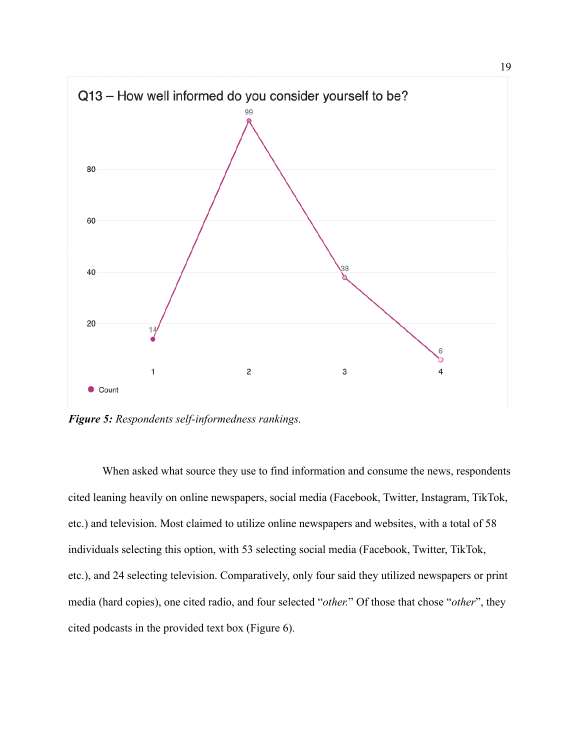**Figure 5:** *Respondents self-informedness rankings.*

When asked what source they use to find information and consume the news, respondents cited leaning heavily on online newspapers, social media (Facebook, Twitter, Instagram, TikTok, etc.) and television. Most claimed to utilize online newspapers and websites, with a total of 58 individuals selecting this option, with 53 selecting social media (Facebook, Twitter, TikTok, etc.), and 24 selecting television. Comparatively, only four said they utilized newspapers or print media (hard copies), one cited radio, and four selected "*other.*" Of those that chose "*other*", they cited podcasts in the provided text box (Figure 6).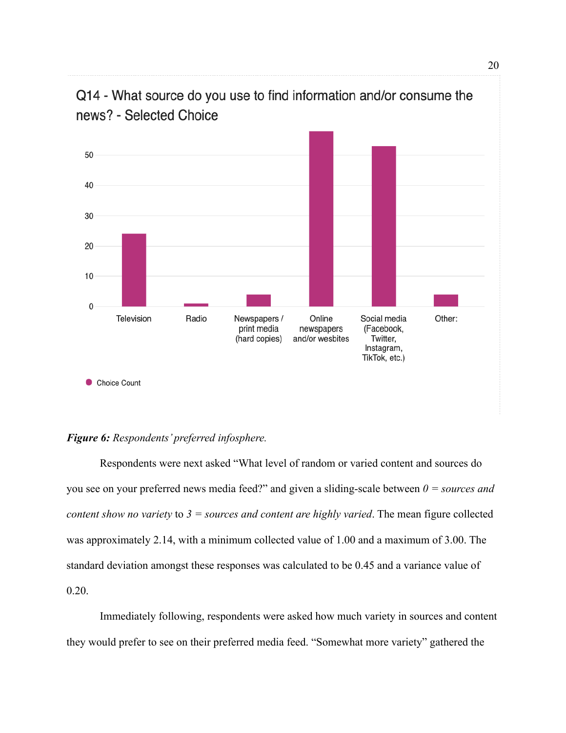Q14 - What source do you use to find information and/or consume the news? - Selected Choice

*Figure 6:* *Respondents' preferred infosphere.*

Respondents were next asked "What level of random or varied content and sources do you see on your preferred news media feed?" and given a sliding-scale between *0 = sources and content show no variety* to *3 = sources and content are highly varied*. The mean figure collected was approximately 2.14, with a minimum collected value of 1.00 and a maximum of 3.00. The standard deviation amongst these responses was calculated to be 0.45 and a variance value of 0.20.

Immediately following, respondents were asked how much variety in sources and content they would prefer to see on their preferred media feed. "Somewhat more variety" gathered the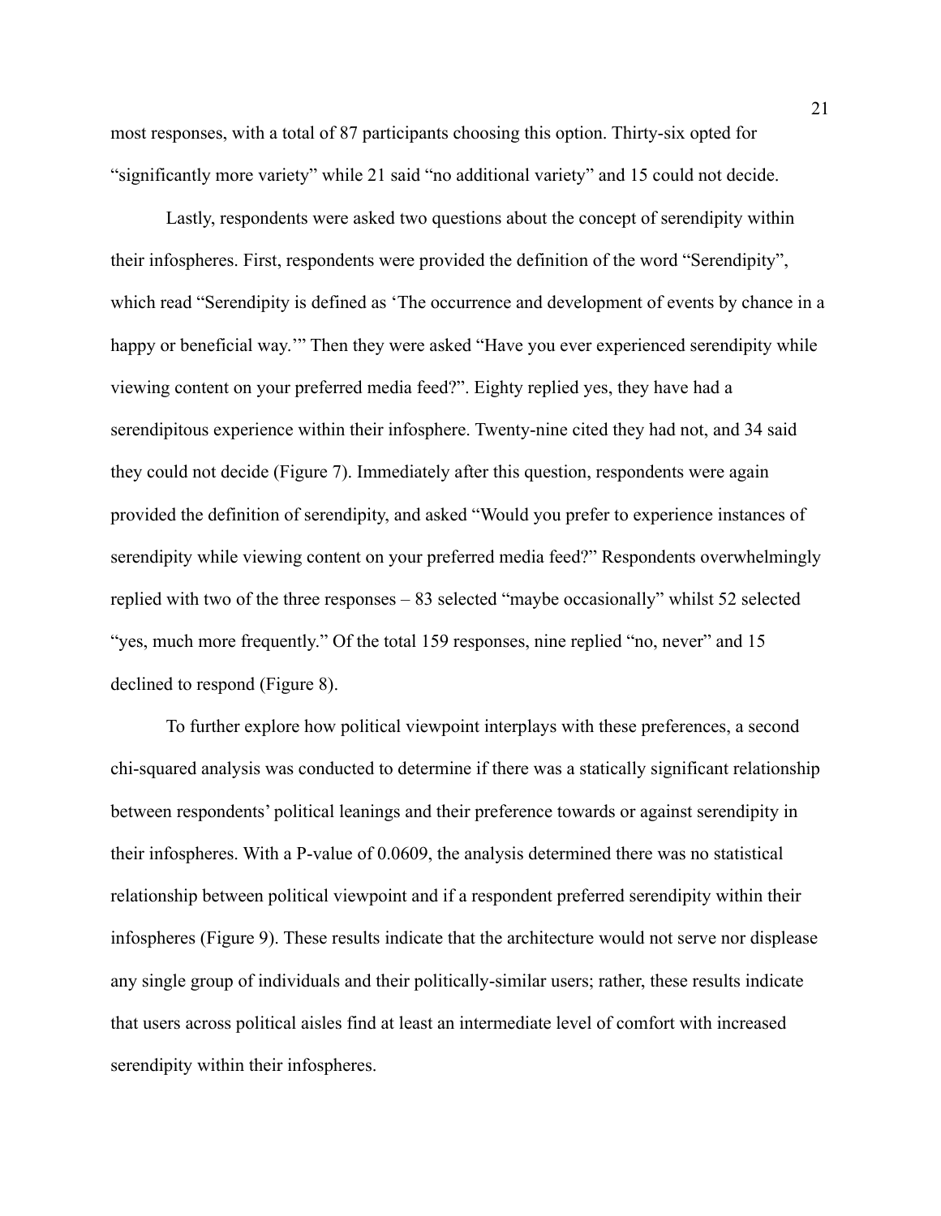most responses, with a total of 87 participants choosing this option. Thirty-six opted for "significantly more variety" while 21 said "no additional variety" and 15 could not decide.

Lastly, respondents were asked two questions about the concept of serendipity within their infospheres. First, respondents were provided the definition of the word "Serendipity", which read "Serendipity is defined as 'The occurrence and development of events by chance in a happy or beneficial way.'" Then they were asked "Have you ever experienced serendipity while viewing content on your preferred media feed?". Eighty replied yes, they have had a serendipitous experience within their infosphere. Twenty-nine cited they had not, and 34 said they could not decide (Figure 7). Immediately after this question, respondents were again provided the definition of serendipity, and asked "Would you prefer to experience instances of serendipity while viewing content on your preferred media feed?" Respondents overwhelmingly replied with two of the three responses – 83 selected "maybe occasionally" whilst 52 selected "yes, much more frequently." Of the total 159 responses, nine replied "no, never" and 15 declined to respond (Figure 8).

To further explore how political viewpoint interplays with these preferences, a second chi-squared analysis was conducted to determine if there was a statically significant relationship between respondents' political leanings and their preference towards or against serendipity in their infospheres. With a P-value of 0.0609, the analysis determined there was no statistical relationship between political viewpoint and if a respondent preferred serendipity within their infospheres (Figure 9). These results indicate that the architecture would not serve nor displease any single group of individuals and their politically-similar users; rather, these results indicate that users across political aisles find at least an intermediate level of comfort with increased serendipity within their infospheres.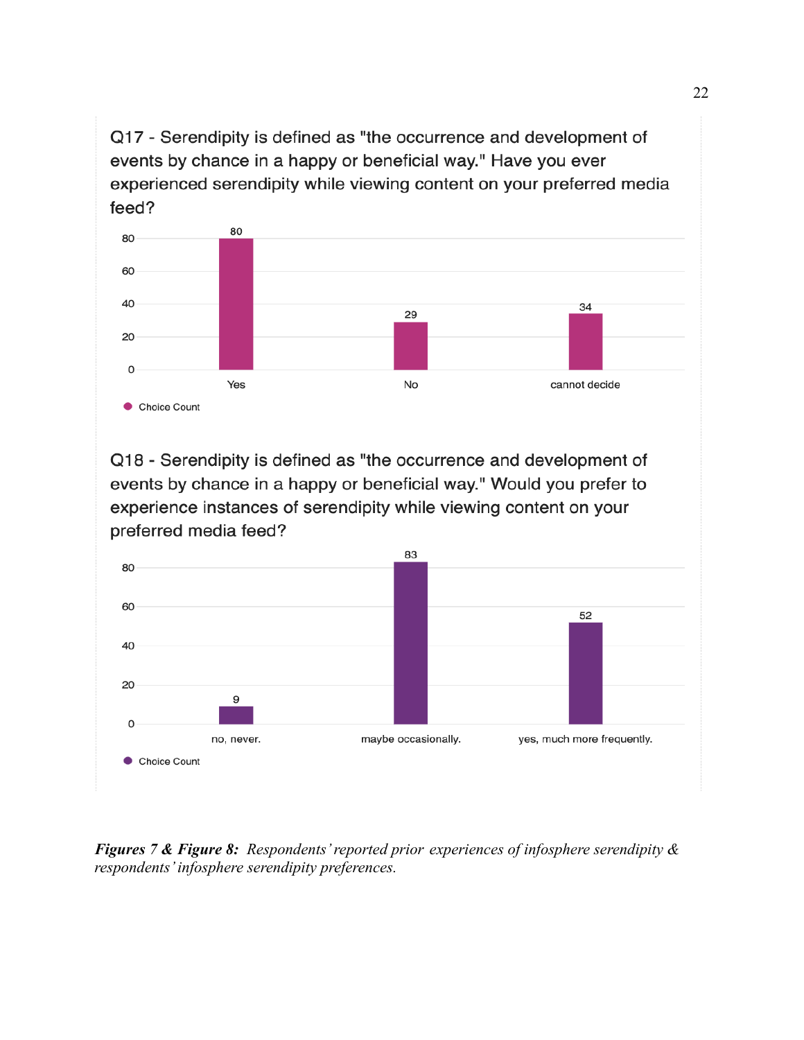Q17 - Serendipity is defined as "the occurrence and development of events by chance in a happy or beneficial way." Have you ever experienced serendipity while viewing content on your preferred media feed?

| Choice | Choice Count |
| --- | --- |
| Yes | 80 |
| No | 29 |
| cannot decide | 34 |

Q18 - Serendipity is defined as "the occurrence and development of events by chance in a happy or beneficial way." Would you prefer to experience instances of serendipity while viewing content on your preferred media feed?

| Choice | Choice Count |
| --- | --- |
| no, never. | 9 |
| maybe occasionally. | 83 |
| yes, much more frequently. | 52 |

***Figures 7 & Figure 8:*** *Respondents' reported prior experiences of infosphere serendipity & respondents' infosphere serendipity preferences.*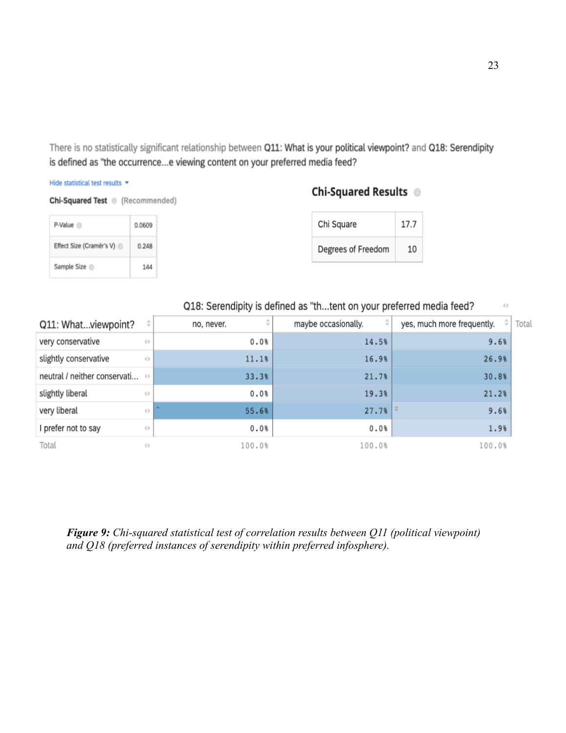There is no statistically significant relationship between **Q11: What is your political viewpoint?** and **Q18: Serendipity is defined as "the occurrence...e viewing content on your preferred media feed?**

Hide statistical test results

**Chi-Squared Test** (Recommended)

| P-Value | 0.0609 |
|---|---|
| Effect Size (Cramér's V) | 0.248 |
| Sample Size | 144 |

## Chi-Squared Results

| Chi Square | 17.7 |
|---|---|
| Degrees of Freedom | 10 |

| Q11: What...viewpoint? | Q18: Serendipity is defined as "th...tent on your preferred media feed? no, never. | maybe occasionally. | yes, much more frequently. | Total |
|---|---|---|---|---|
| very conservative | 0.0% | 14.5% | 9.6% | |
| slightly conservative | 11.1% | 16.9% | 26.9% | |
| neutral / neither conservati... | 33.3% | 21.7% | 30.8% | |
| slightly liberal | 0.0% | 19.3% | 21.2% | |
| very liberal | 55.6% | 27.7% | 9.6% | |
| I prefer not to say | 0.0% | 0.0% | 1.9% | |
| Total | 100.0% | 100.0% | 100.0% | |

***Figure 9:*** *Chi-squared statistical test of correlation results between Q11 (political viewpoint) and Q18 (preferred instances of serendipity within preferred infosphere).*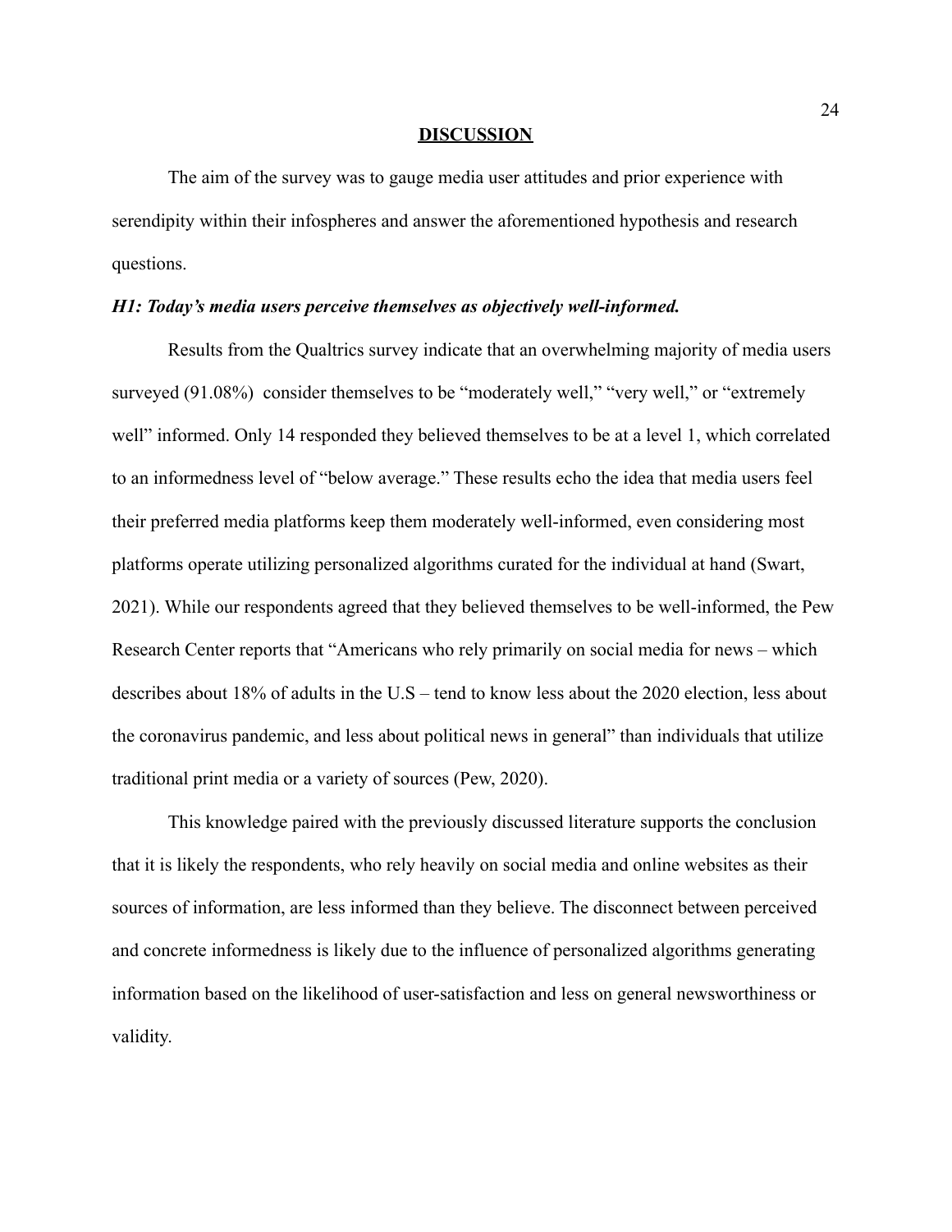# DISCUSSION

The aim of the survey was to gauge media user attitudes and prior experience with serendipity within their infospheres and answer the aforementioned hypothesis and research questions.

***H1: Today's media users perceive themselves as objectively well-informed.***

Results from the Qualtrics survey indicate that an overwhelming majority of media users surveyed (91.08%) consider themselves to be "moderately well," "very well," or "extremely well" informed. Only 14 responded they believed themselves to be at a level 1, which correlated to an informedness level of "below average." These results echo the idea that media users feel their preferred media platforms keep them moderately well-informed, even considering most platforms operate utilizing personalized algorithms curated for the individual at hand (Swart, 2021). While our respondents agreed that they believed themselves to be well-informed, the Pew Research Center reports that "Americans who rely primarily on social media for news – which describes about 18% of adults in the U.S – tend to know less about the 2020 election, less about the coronavirus pandemic, and less about political news in general" than individuals that utilize traditional print media or a variety of sources (Pew, 2020).

This knowledge paired with the previously discussed literature supports the conclusion that it is likely the respondents, who rely heavily on social media and online websites as their sources of information, are less informed than they believe. The disconnect between perceived and concrete informedness is likely due to the influence of personalized algorithms generating information based on the likelihood of user-satisfaction and less on general newsworthiness or validity.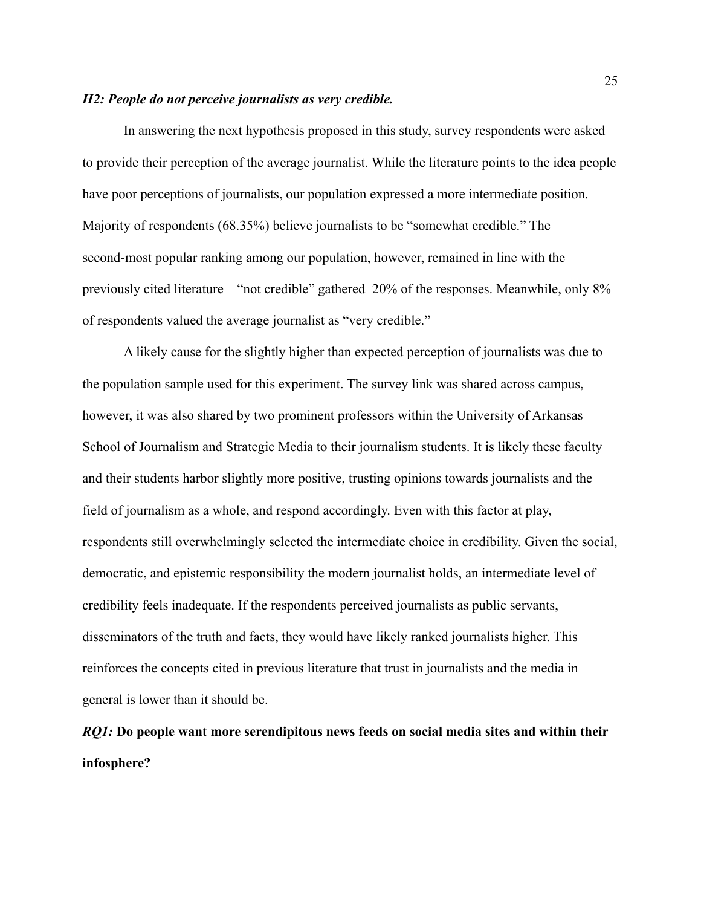***H2: People do not perceive journalists as very credible.***

In answering the next hypothesis proposed in this study, survey respondents were asked to provide their perception of the average journalist. While the literature points to the idea people have poor perceptions of journalists, our population expressed a more intermediate position. Majority of respondents (68.35%) believe journalists to be "somewhat credible." The second-most popular ranking among our population, however, remained in line with the previously cited literature – "not credible" gathered 20% of the responses. Meanwhile, only 8% of respondents valued the average journalist as "very credible."

A likely cause for the slightly higher than expected perception of journalists was due to the population sample used for this experiment. The survey link was shared across campus, however, it was also shared by two prominent professors within the University of Arkansas School of Journalism and Strategic Media to their journalism students. It is likely these faculty and their students harbor slightly more positive, trusting opinions towards journalists and the field of journalism as a whole, and respond accordingly. Even with this factor at play, respondents still overwhelmingly selected the intermediate choice in credibility. Given the social, democratic, and epistemic responsibility the modern journalist holds, an intermediate level of credibility feels inadequate. If the respondents perceived journalists as public servants, disseminators of the truth and facts, they would have likely ranked journalists higher. This reinforces the concepts cited in previous literature that trust in journalists and the media in general is lower than it should be.

***RQ1:*** **Do people want more serendipitous news feeds on social media sites and within their infosphere?**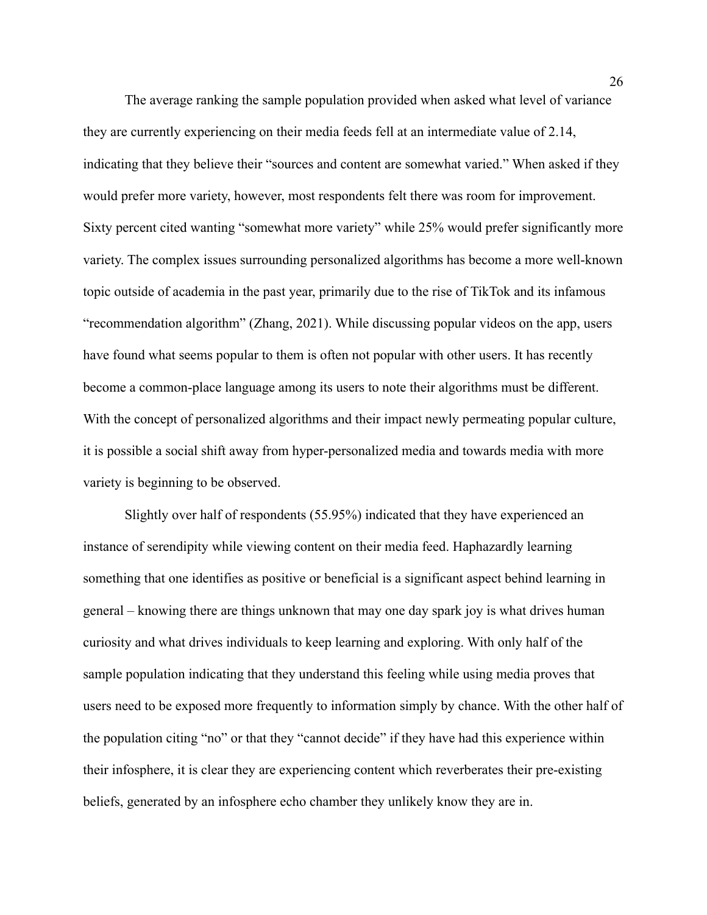The average ranking the sample population provided when asked what level of variance they are currently experiencing on their media feeds fell at an intermediate value of 2.14, indicating that they believe their "sources and content are somewhat varied." When asked if they would prefer more variety, however, most respondents felt there was room for improvement. Sixty percent cited wanting "somewhat more variety" while 25% would prefer significantly more variety. The complex issues surrounding personalized algorithms has become a more well-known topic outside of academia in the past year, primarily due to the rise of TikTok and its infamous "recommendation algorithm" (Zhang, 2021). While discussing popular videos on the app, users have found what seems popular to them is often not popular with other users. It has recently become a common-place language among its users to note their algorithms must be different. With the concept of personalized algorithms and their impact newly permeating popular culture, it is possible a social shift away from hyper-personalized media and towards media with more variety is beginning to be observed.

Slightly over half of respondents (55.95%) indicated that they have experienced an instance of serendipity while viewing content on their media feed. Haphazardly learning something that one identifies as positive or beneficial is a significant aspect behind learning in general – knowing there are things unknown that may one day spark joy is what drives human curiosity and what drives individuals to keep learning and exploring. With only half of the sample population indicating that they understand this feeling while using media proves that users need to be exposed more frequently to information simply by chance. With the other half of the population citing "no" or that they "cannot decide" if they have had this experience within their infosphere, it is clear they are experiencing content which reverberates their pre-existing beliefs, generated by an infosphere echo chamber they unlikely know they are in.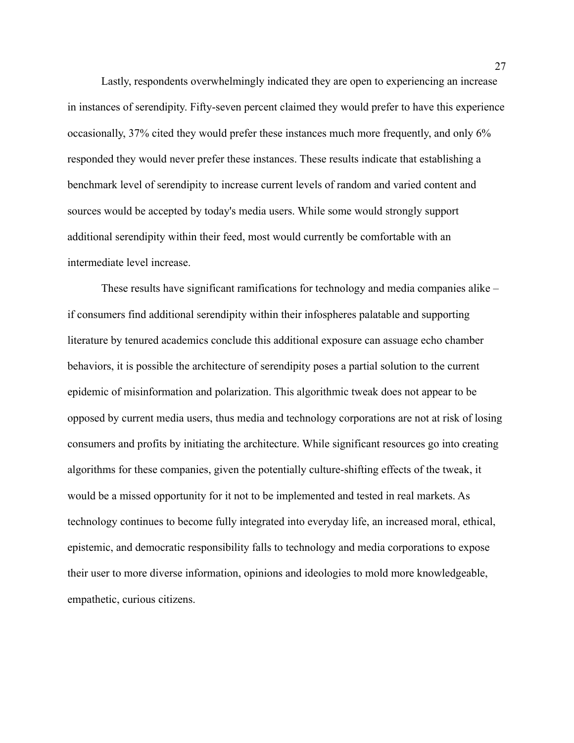Lastly, respondents overwhelmingly indicated they are open to experiencing an increase in instances of serendipity. Fifty-seven percent claimed they would prefer to have this experience occasionally, 37% cited they would prefer these instances much more frequently, and only 6% responded they would never prefer these instances. These results indicate that establishing a benchmark level of serendipity to increase current levels of random and varied content and sources would be accepted by today's media users. While some would strongly support additional serendipity within their feed, most would currently be comfortable with an intermediate level increase.

These results have significant ramifications for technology and media companies alike – if consumers find additional serendipity within their infospheres palatable and supporting literature by tenured academics conclude this additional exposure can assuage echo chamber behaviors, it is possible the architecture of serendipity poses a partial solution to the current epidemic of misinformation and polarization. This algorithmic tweak does not appear to be opposed by current media users, thus media and technology corporations are not at risk of losing consumers and profits by initiating the architecture. While significant resources go into creating algorithms for these companies, given the potentially culture-shifting effects of the tweak, it would be a missed opportunity for it not to be implemented and tested in real markets. As technology continues to become fully integrated into everyday life, an increased moral, ethical, epistemic, and democratic responsibility falls to technology and media corporations to expose their user to more diverse information, opinions and ideologies to mold more knowledgeable, empathetic, curious citizens.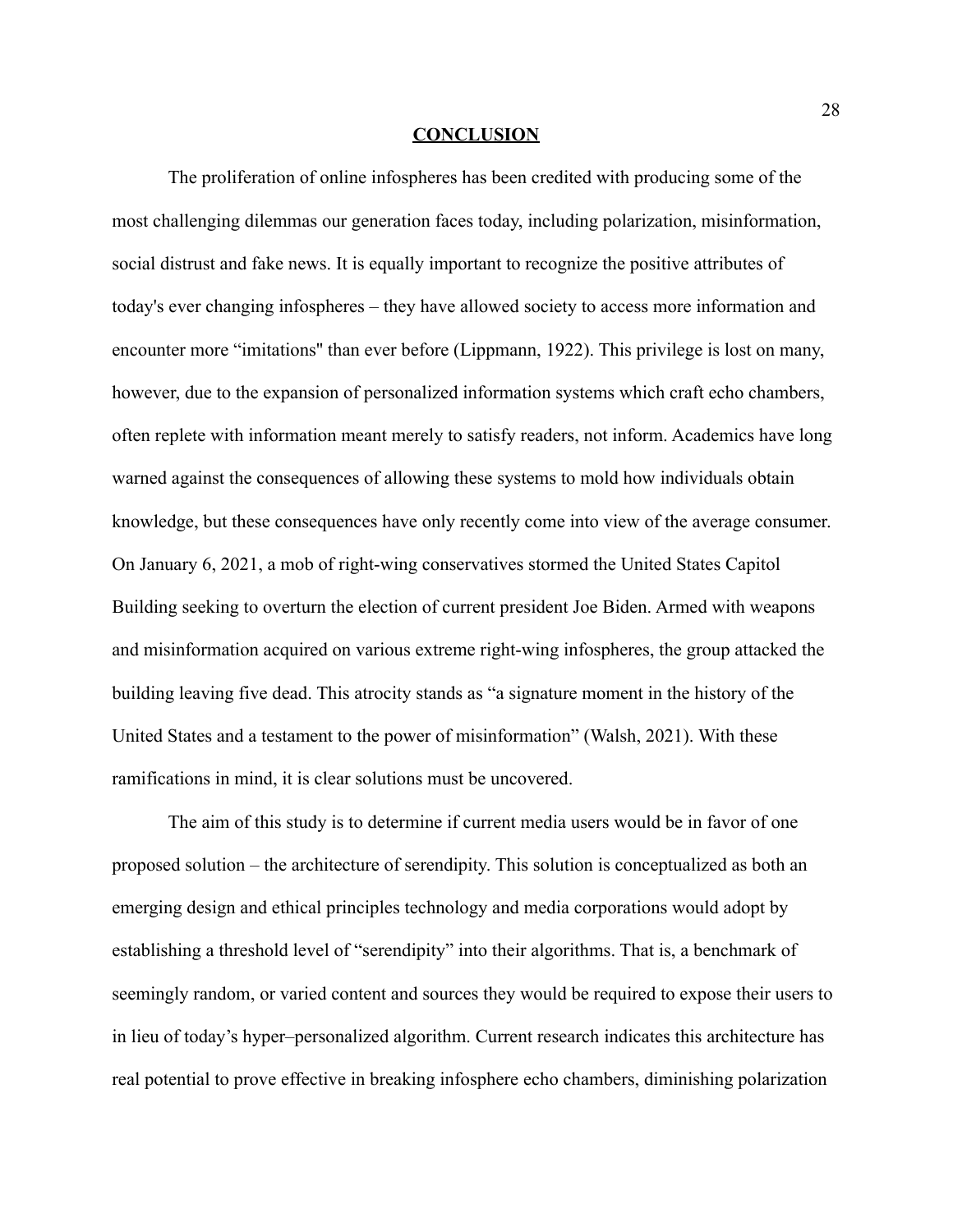# CONCLUSION

The proliferation of online infospheres has been credited with producing some of the most challenging dilemmas our generation faces today, including polarization, misinformation, social distrust and fake news. It is equally important to recognize the positive attributes of today's ever changing infospheres – they have allowed society to access more information and encounter more "imitations" than ever before (Lippmann, 1922). This privilege is lost on many, however, due to the expansion of personalized information systems which craft echo chambers, often replete with information meant merely to satisfy readers, not inform. Academics have long warned against the consequences of allowing these systems to mold how individuals obtain knowledge, but these consequences have only recently come into view of the average consumer. On January 6, 2021, a mob of right-wing conservatives stormed the United States Capitol Building seeking to overturn the election of current president Joe Biden. Armed with weapons and misinformation acquired on various extreme right-wing infospheres, the group attacked the building leaving five dead. This atrocity stands as "a signature moment in the history of the United States and a testament to the power of misinformation" (Walsh, 2021). With these ramifications in mind, it is clear solutions must be uncovered.

The aim of this study is to determine if current media users would be in favor of one proposed solution – the architecture of serendipity. This solution is conceptualized as both an emerging design and ethical principles technology and media corporations would adopt by establishing a threshold level of "serendipity" into their algorithms. That is, a benchmark of seemingly random, or varied content and sources they would be required to expose their users to in lieu of today's hyper–personalized algorithm. Current research indicates this architecture has real potential to prove effective in breaking infosphere echo chambers, diminishing polarization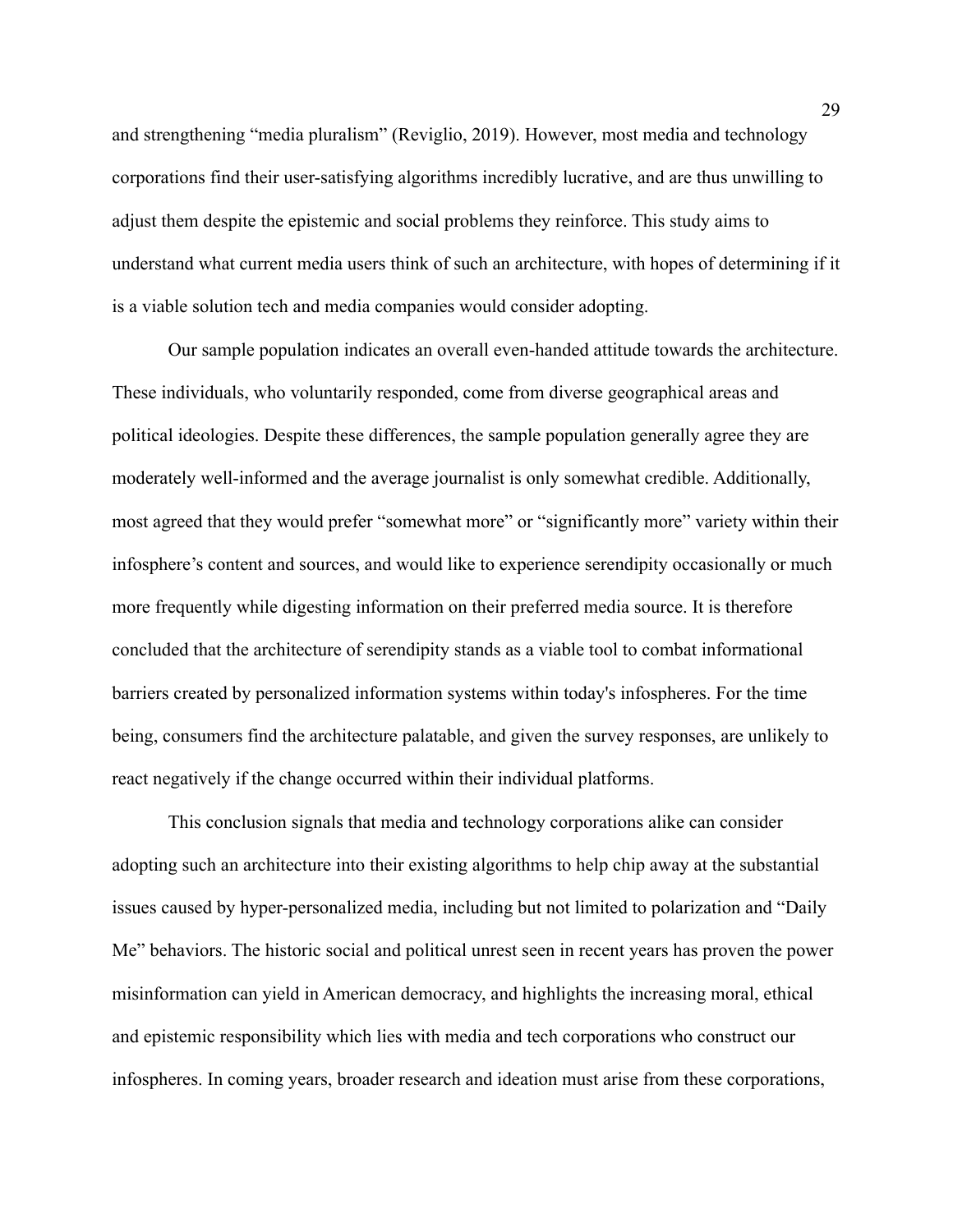and strengthening “media pluralism” (Reviglio, 2019). However, most media and technology corporations find their user-satisfying algorithms incredibly lucrative, and are thus unwilling to adjust them despite the epistemic and social problems they reinforce. This study aims to understand what current media users think of such an architecture, with hopes of determining if it is a viable solution tech and media companies would consider adopting.

Our sample population indicates an overall even-handed attitude towards the architecture. These individuals, who voluntarily responded, come from diverse geographical areas and political ideologies. Despite these differences, the sample population generally agree they are moderately well-informed and the average journalist is only somewhat credible. Additionally, most agreed that they would prefer “somewhat more” or “significantly more” variety within their infosphere’s content and sources, and would like to experience serendipity occasionally or much more frequently while digesting information on their preferred media source. It is therefore concluded that the architecture of serendipity stands as a viable tool to combat informational barriers created by personalized information systems within today's infospheres. For the time being, consumers find the architecture palatable, and given the survey responses, are unlikely to react negatively if the change occurred within their individual platforms.

This conclusion signals that media and technology corporations alike can consider adopting such an architecture into their existing algorithms to help chip away at the substantial issues caused by hyper-personalized media, including but not limited to polarization and “Daily Me” behaviors. The historic social and political unrest seen in recent years has proven the power misinformation can yield in American democracy, and highlights the increasing moral, ethical and epistemic responsibility which lies with media and tech corporations who construct our infospheres. In coming years, broader research and ideation must arise from these corporations,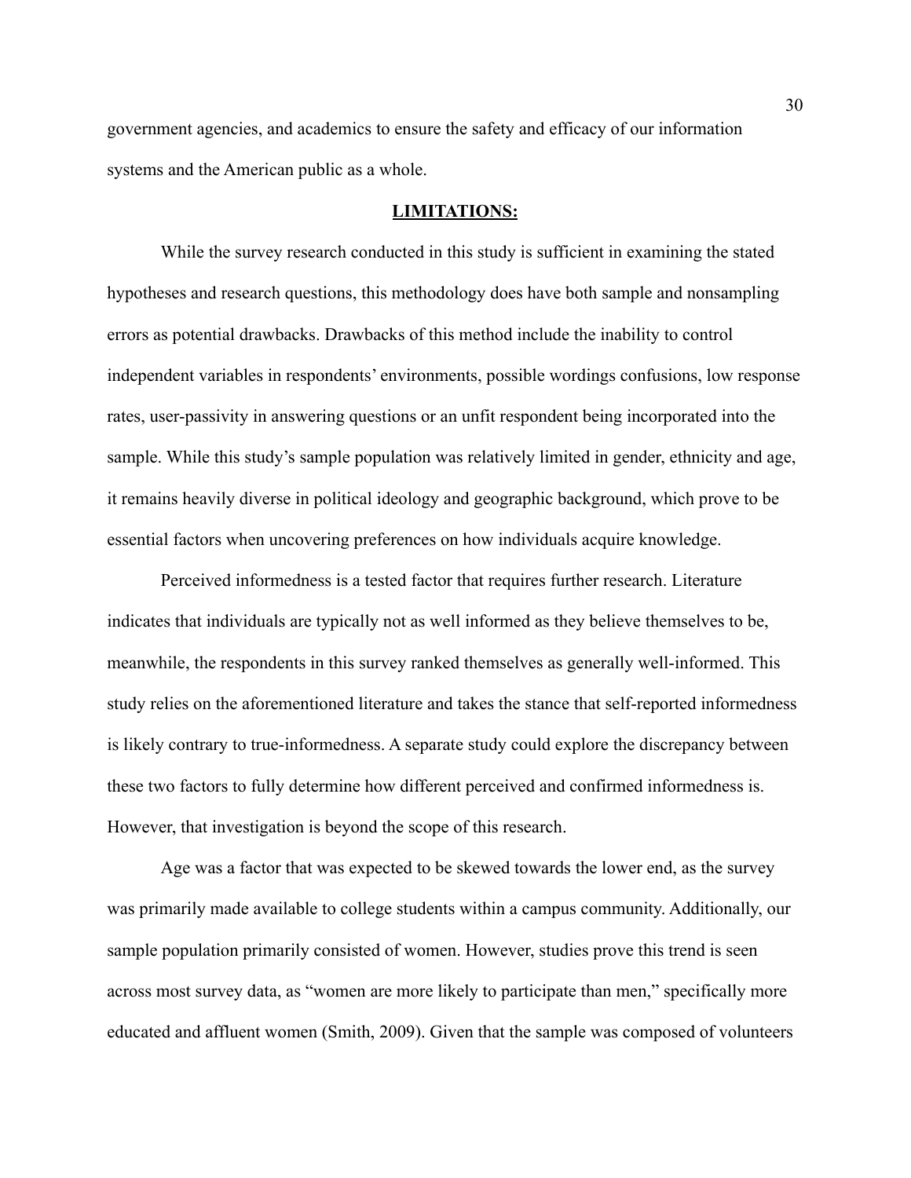government agencies, and academics to ensure the safety and efficacy of our information systems and the American public as a whole.

## LIMITATIONS:

While the survey research conducted in this study is sufficient in examining the stated hypotheses and research questions, this methodology does have both sample and nonsampling errors as potential drawbacks. Drawbacks of this method include the inability to control independent variables in respondents' environments, possible wordings confusions, low response rates, user-passivity in answering questions or an unfit respondent being incorporated into the sample. While this study's sample population was relatively limited in gender, ethnicity and age, it remains heavily diverse in political ideology and geographic background, which prove to be essential factors when uncovering preferences on how individuals acquire knowledge.

Perceived informedness is a tested factor that requires further research. Literature indicates that individuals are typically not as well informed as they believe themselves to be, meanwhile, the respondents in this survey ranked themselves as generally well-informed. This study relies on the aforementioned literature and takes the stance that self-reported informedness is likely contrary to true-informedness. A separate study could explore the discrepancy between these two factors to fully determine how different perceived and confirmed informedness is. However, that investigation is beyond the scope of this research.

Age was a factor that was expected to be skewed towards the lower end, as the survey was primarily made available to college students within a campus community. Additionally, our sample population primarily consisted of women. However, studies prove this trend is seen across most survey data, as "women are more likely to participate than men," specifically more educated and affluent women (Smith, 2009). Given that the sample was composed of volunteers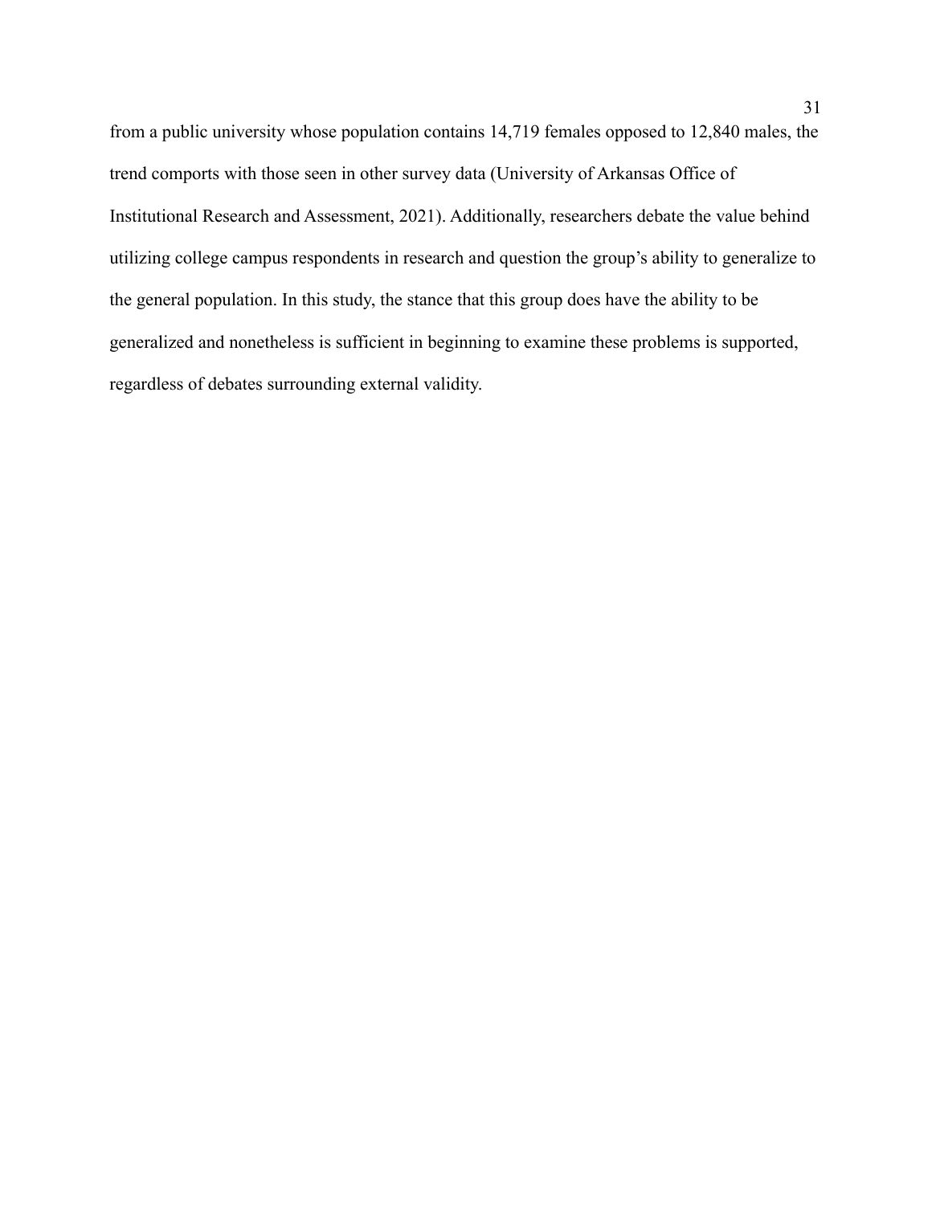from a public university whose population contains 14,719 females opposed to 12,840 males, the trend comports with those seen in other survey data (University of Arkansas Office of Institutional Research and Assessment, 2021). Additionally, researchers debate the value behind utilizing college campus respondents in research and question the group's ability to generalize to the general population. In this study, the stance that this group does have the ability to be generalized and nonetheless is sufficient in beginning to examine these problems is supported, regardless of debates surrounding external validity.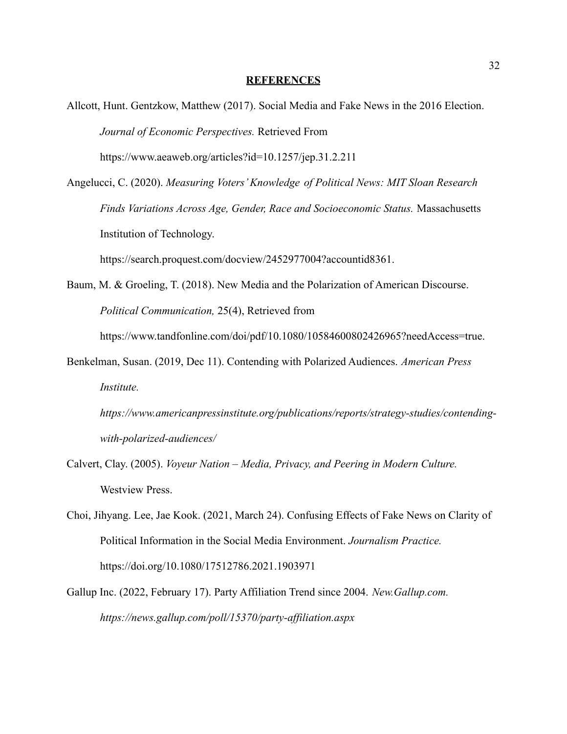**REFERENCES**

Allcott, Hunt. Gentzkow, Matthew (2017). Social Media and Fake News in the 2016 Election. *Journal of Economic Perspectives.* Retrieved From https://www.aeaweb.org/articles?id=10.1257/jep.31.2.211

Angelucci, C. (2020). *Measuring Voters' Knowledge of Political News: MIT Sloan Research Finds Variations Across Age, Gender, Race and Socioeconomic Status.* Massachusetts Institution of Technology. https://search.proquest.com/docview/2452977004?accountid8361.

Baum, M. & Groeling, T. (2018). New Media and the Polarization of American Discourse. *Political Communication,* 25(4), Retrieved from https://www.tandfonline.com/doi/pdf/10.1080/10584600802426965?needAccess=true.

Benkelman, Susan. (2019, Dec 11). Contending with Polarized Audiences. *American Press Institute. https://www.americanpressinstitute.org/publications/reports/strategy-studies/contending-with-polarized-audiences/*

Calvert, Clay. (2005). *Voyeur Nation – Media, Privacy, and Peering in Modern Culture.* Westview Press.

Choi, Jihyang. Lee, Jae Kook. (2021, March 24). Confusing Effects of Fake News on Clarity of Political Information in the Social Media Environment. *Journalism Practice.* https://doi.org/10.1080/17512786.2021.1903971

Gallup Inc. (2022, February 17). Party Affiliation Trend since 2004. *New.Gallup.com. https://news.gallup.com/poll/15370/party-affiliation.aspx*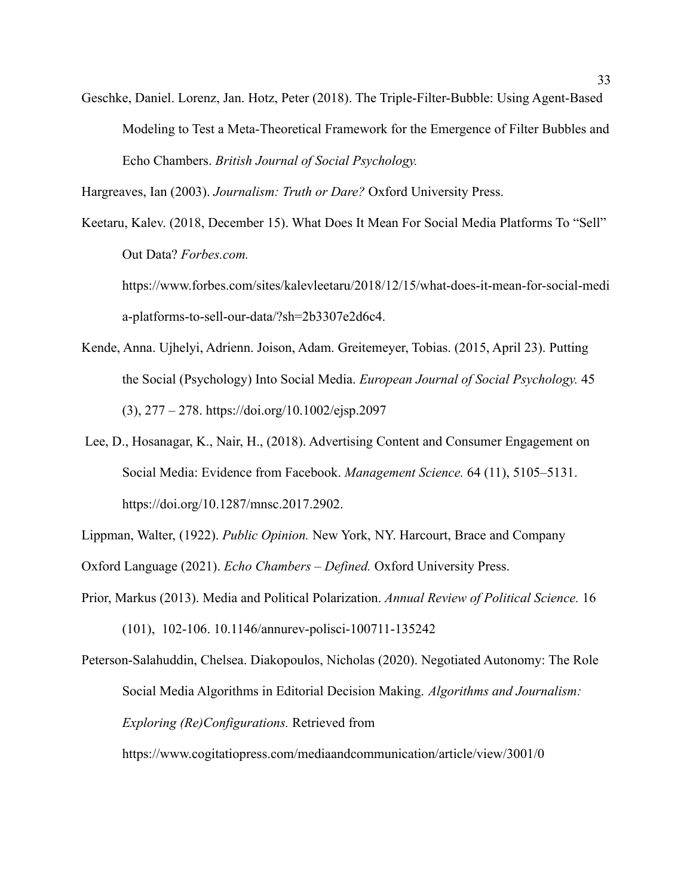Geschke, Daniel. Lorenz, Jan. Hotz, Peter (2018). The Triple-Filter-Bubble: Using Agent-Based Modeling to Test a Meta-Theoretical Framework for the Emergence of Filter Bubbles and Echo Chambers. *British Journal of Social Psychology.*

Hargreaves, Ian (2003). *Journalism: Truth or Dare?* Oxford University Press.

Keetaru, Kalev. (2018, December 15). What Does It Mean For Social Media Platforms To "Sell" Out Data? *Forbes.com.* https://www.forbes.com/sites/kalevleetaru/2018/12/15/what-does-it-mean-for-social-media-platforms-to-sell-our-data/?sh=2b3307e2d6c4.

Kende, Anna. Ujhelyi, Adrienn. Joison, Adam. Greitemeyer, Tobias. (2015, April 23). Putting the Social (Psychology) Into Social Media. *European Journal of Social Psychology.* 45 (3), 277 – 278. https://doi.org/10.1002/ejsp.2097

Lee, D., Hosanagar, K., Nair, H., (2018). Advertising Content and Consumer Engagement on Social Media: Evidence from Facebook. *Management Science.* 64 (11), 5105–5131. https://doi.org/10.1287/mnsc.2017.2902.

Lippman, Walter, (1922). *Public Opinion.* New York, NY. Harcourt, Brace and Company

Oxford Language (2021). *Echo Chambers – Defined.* Oxford University Press.

Prior, Markus (2013). Media and Political Polarization. *Annual Review of Political Science.* 16 (101), 102-106. 10.1146/annurev-polisci-100711-135242

Peterson-Salahuddin, Chelsea. Diakopoulos, Nicholas (2020). Negotiated Autonomy: The Role Social Media Algorithms in Editorial Decision Making. *Algorithms and Journalism: Exploring (Re)Configurations.* Retrieved from https://www.cogitatiopress.com/mediaandcommunication/article/view/3001/0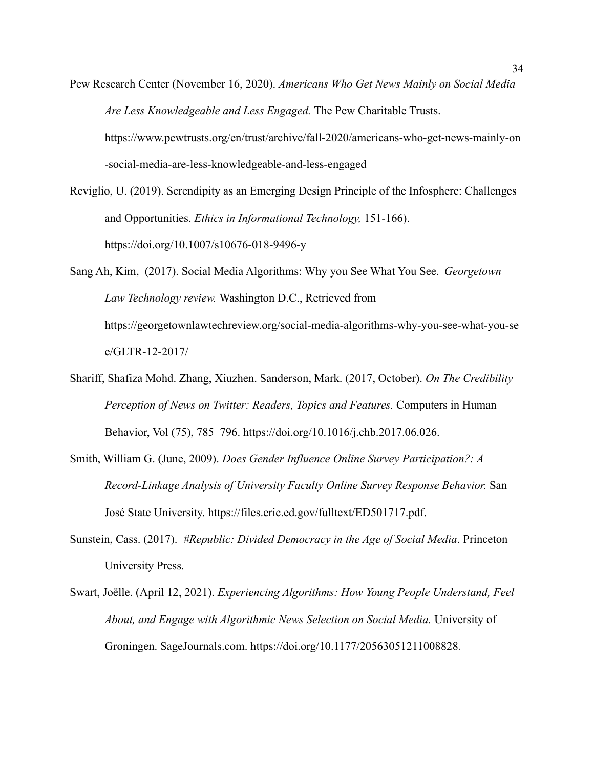Pew Research Center (November 16, 2020). *Americans Who Get News Mainly on Social Media Are Less Knowledgeable and Less Engaged.* The Pew Charitable Trusts. https://www.pewtrusts.org/en/trust/archive/fall-2020/americans-who-get-news-mainly-on-social-media-are-less-knowledgeable-and-less-engaged

Reviglio, U. (2019). Serendipity as an Emerging Design Principle of the Infosphere: Challenges and Opportunities. *Ethics in Informational Technology,* 151-166). https://doi.org/10.1007/s10676-018-9496-y

Sang Ah, Kim, (2017). Social Media Algorithms: Why you See What You See. *Georgetown Law Technology review.* Washington D.C., Retrieved from https://georgetownlawtechreview.org/social-media-algorithms-why-you-see-what-you-see/GLTR-12-2017/

Shariff, Shafiza Mohd. Zhang, Xiuzhen. Sanderson, Mark. (2017, October). *On The Credibility Perception of News on Twitter: Readers, Topics and Features.* Computers in Human Behavior, Vol (75), 785–796. https://doi.org/10.1016/j.chb.2017.06.026.

Smith, William G. (June, 2009). *Does Gender Influence Online Survey Participation?: A Record-Linkage Analysis of University Faculty Online Survey Response Behavior.* San José State University. https://files.eric.ed.gov/fulltext/ED501717.pdf.

Sunstein, Cass. (2017). *#Republic: Divided Democracy in the Age of Social Media*. Princeton University Press.

Swart, Joëlle. (April 12, 2021). *Experiencing Algorithms: How Young People Understand, Feel About, and Engage with Algorithmic News Selection on Social Media.* University of Groningen. SageJournals.com. https://doi.org/10.1177/20563051211008828.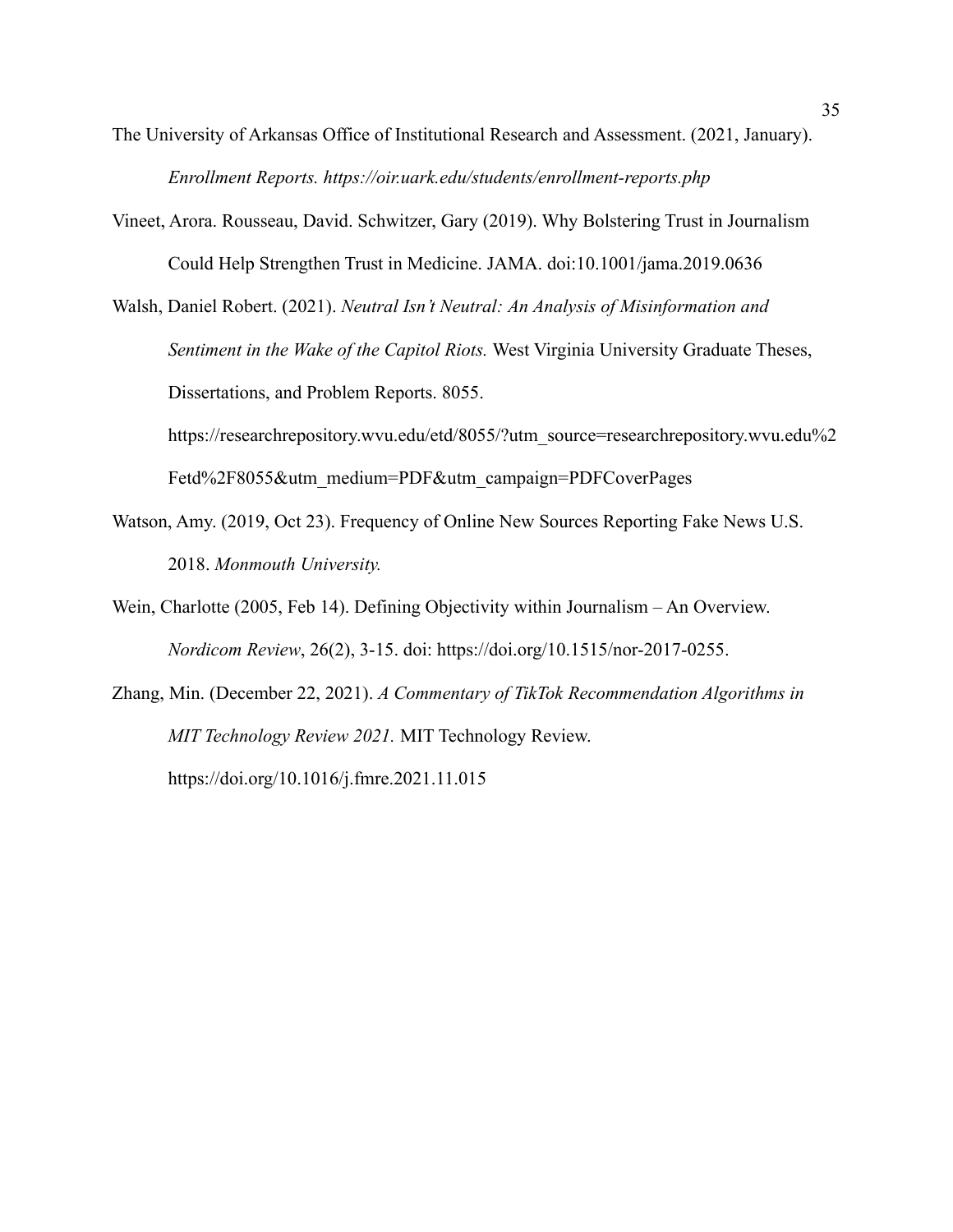The University of Arkansas Office of Institutional Research and Assessment. (2021, January). *Enrollment Reports. https://oir.uark.edu/students/enrollment-reports.php*

Vineet, Arora. Rousseau, David. Schwitzer, Gary (2019). Why Bolstering Trust in Journalism Could Help Strengthen Trust in Medicine. JAMA. doi:10.1001/jama.2019.0636

Walsh, Daniel Robert. (2021). *Neutral Isn't Neutral: An Analysis of Misinformation and Sentiment in the Wake of the Capitol Riots.* West Virginia University Graduate Theses, Dissertations, and Problem Reports. 8055. https://researchrepository.wvu.edu/etd/8055/?utm_source=researchrepository.wvu.edu%2Fetd%2F8055&utm_medium=PDF&utm_campaign=PDFCoverPages

Watson, Amy. (2019, Oct 23). Frequency of Online New Sources Reporting Fake News U.S. 2018. *Monmouth University.*

Wein, Charlotte (2005, Feb 14). Defining Objectivity within Journalism – An Overview. *Nordicom Review*, 26(2), 3-15. doi: https://doi.org/10.1515/nor-2017-0255.

Zhang, Min. (December 22, 2021). *A Commentary of TikTok Recommendation Algorithms in MIT Technology Review 2021.* MIT Technology Review. https://doi.org/10.1016/j.fmre.2021.11.015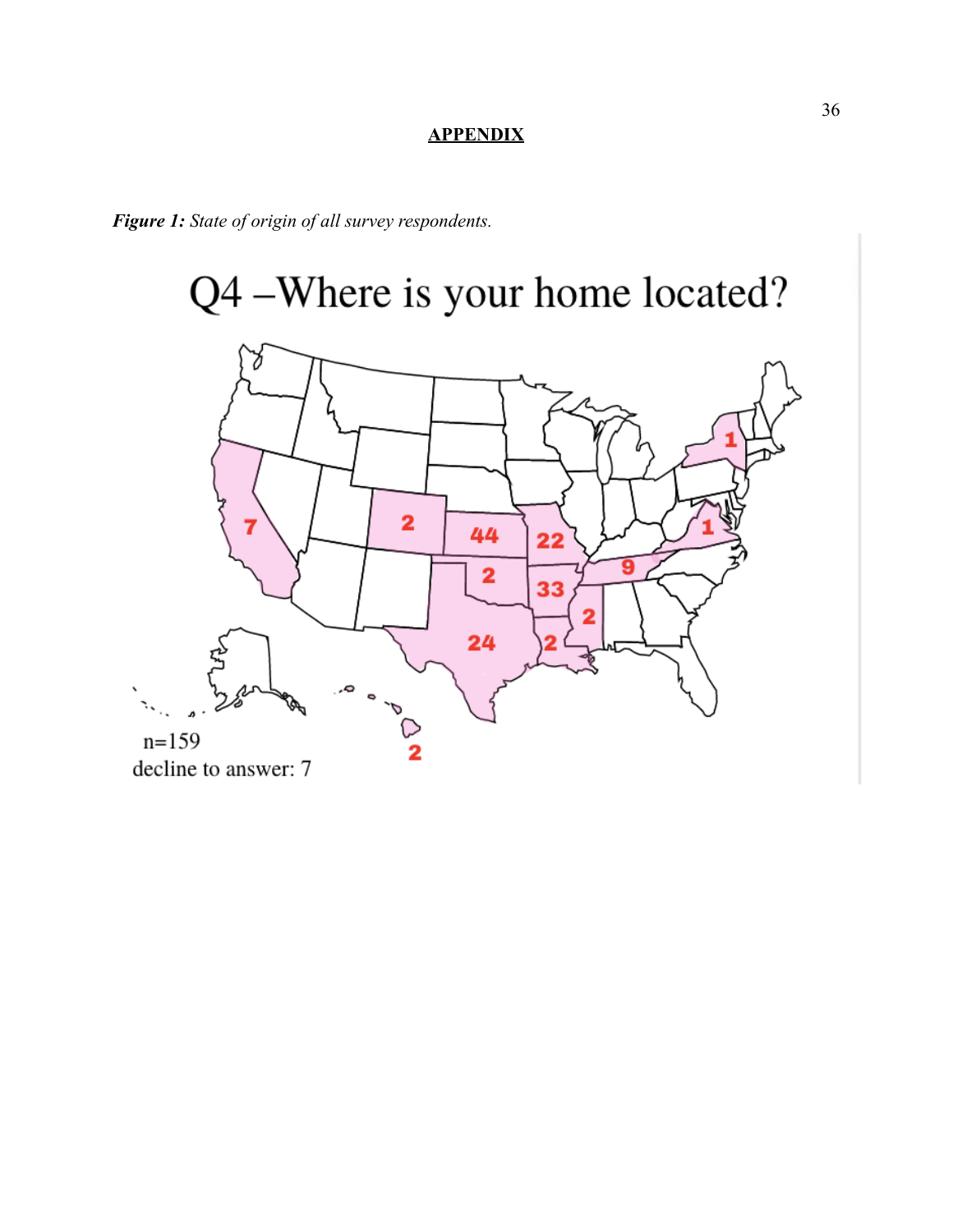**APPENDIX**

***Figure 1:*** *State of origin of all survey respondents.*

Q4 –Where is your home located?

n=159
decline to answer: 7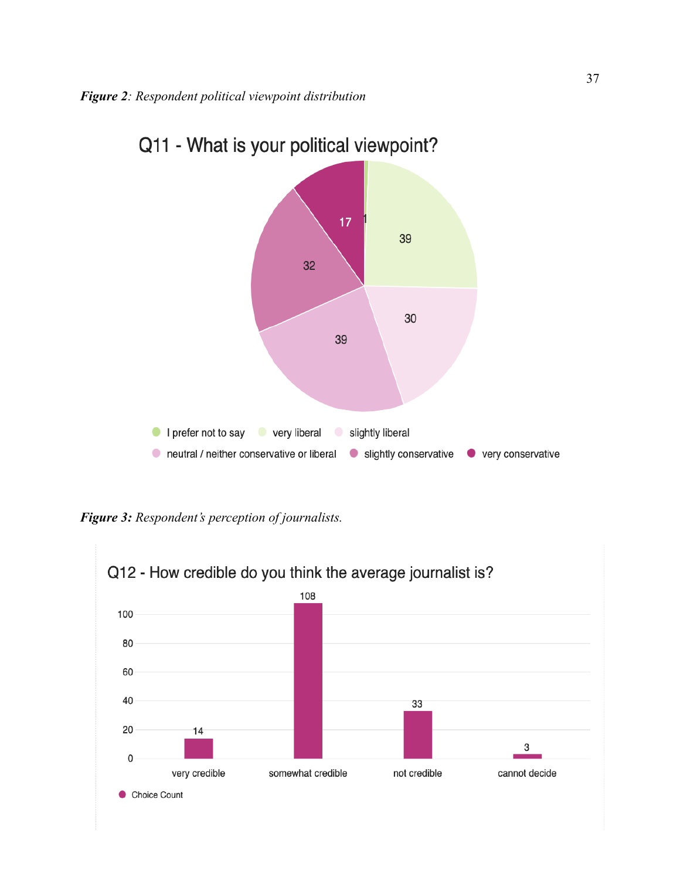***Figure 2**: Respondent political viewpoint distribution*

**Q11 - What is your political viewpoint?**

| Response | Count |
|---|---|
| I prefer not to say | 1 |
| very liberal | 39 |
| slightly liberal | 30 |
| neutral / neither conservative or liberal | 39 |
| slightly conservative | 32 |
| very conservative | 17 |

***Figure 3:** Respondent's perception of journalists.*

**Q12 - How credible do you think the average journalist is?**

| Response | Choice Count |
|---|---|
| very credible | 14 |
| somewhat credible | 108 |
| not credible | 33 |
| cannot decide | 3 |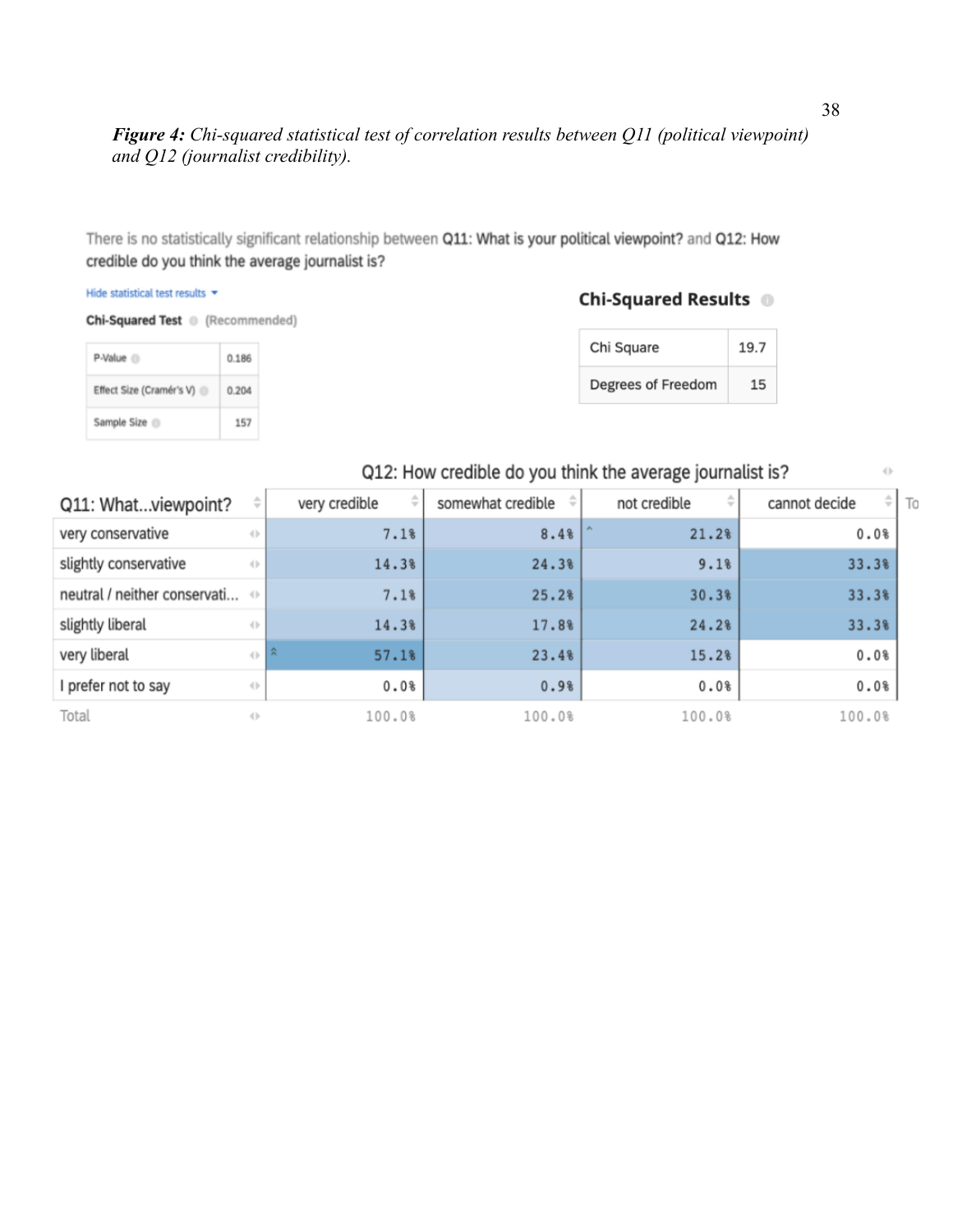***Figure 4:*** *Chi-squared statistical test of correlation results between Q11 (political viewpoint) and Q12 (journalist credibility).*

There is no statistically significant relationship between **Q11: What is your political viewpoint?** and **Q12: How credible do you think the average journalist is?**

Hide statistical test results

**Chi-Squared Test** (Recommended)

| | |
|---|---|
| P-Value | 0.186 |
| Effect Size (Cramér's V) | 0.204 |
| Sample Size | 157 |

**Chi-Squared Results**

| | |
|---|---|
| Chi Square | 19.7 |
| Degrees of Freedom | 15 |

Q12: How credible do you think the average journalist is?

| Q11: What...viewpoint? | very credible | somewhat credible | not credible | cannot decide |
|---|---|---|---|---|
| very conservative | 7.1% | 8.4% | 21.2% | 0.0% |
| slightly conservative | 14.3% | 24.3% | 9.1% | 33.3% |
| neutral / neither conservati... | 7.1% | 25.2% | 30.3% | 33.3% |
| slightly liberal | 14.3% | 17.8% | 24.2% | 33.3% |
| very liberal | 57.1% | 23.4% | 15.2% | 0.0% |
| I prefer not to say | 0.0% | 0.9% | 0.0% | 0.0% |
| Total | 100.0% | 100.0% | 100.0% | 100.0% |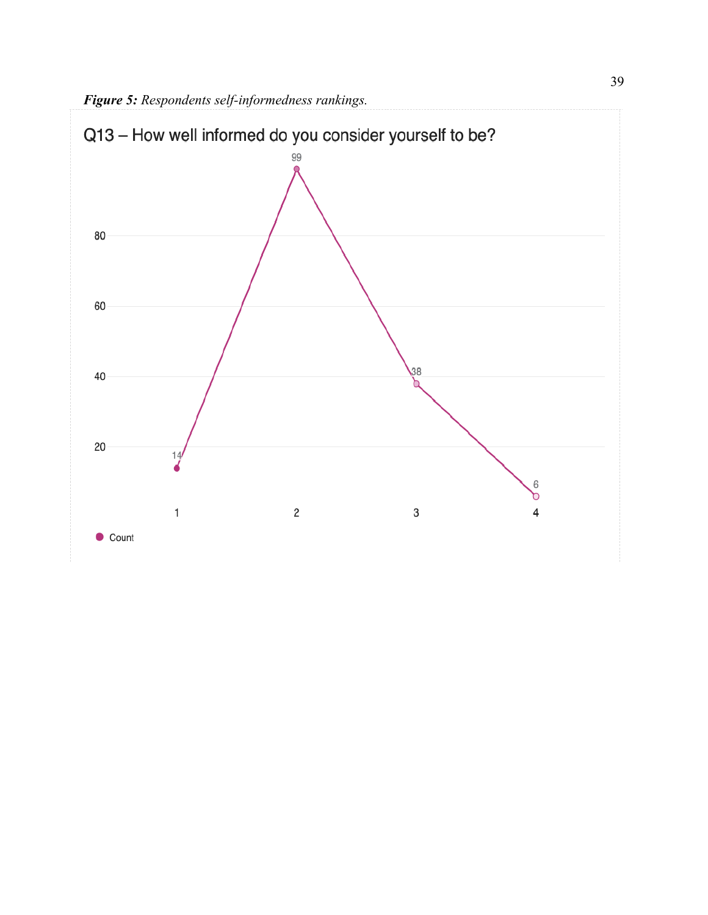***Figure 5:*** *Respondents self-informedness rankings.*

Q13 – How well informed do you consider yourself to be?

| | 1 | 2 | 3 | 4 |
|---|---|---|---|---|
| Count | 14 | 99 | 38 | 6 |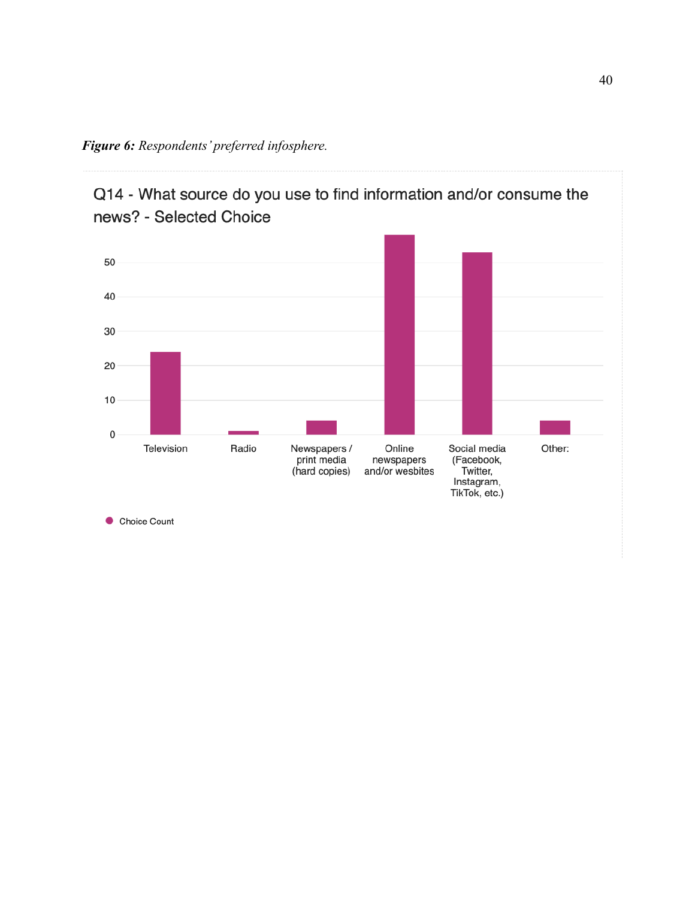***Figure 6:*** *Respondents' preferred infosphere.*

Q14 - What source do you use to find information and/or consume the news? - Selected Choice

50

40

30

20

10

0

Television | Radio | Newspapers / print media (hard copies) | Online newspapers and/or wesbites | Social media (Facebook, Twitter, Instagram, TikTok, etc.) | Other:

Choice Count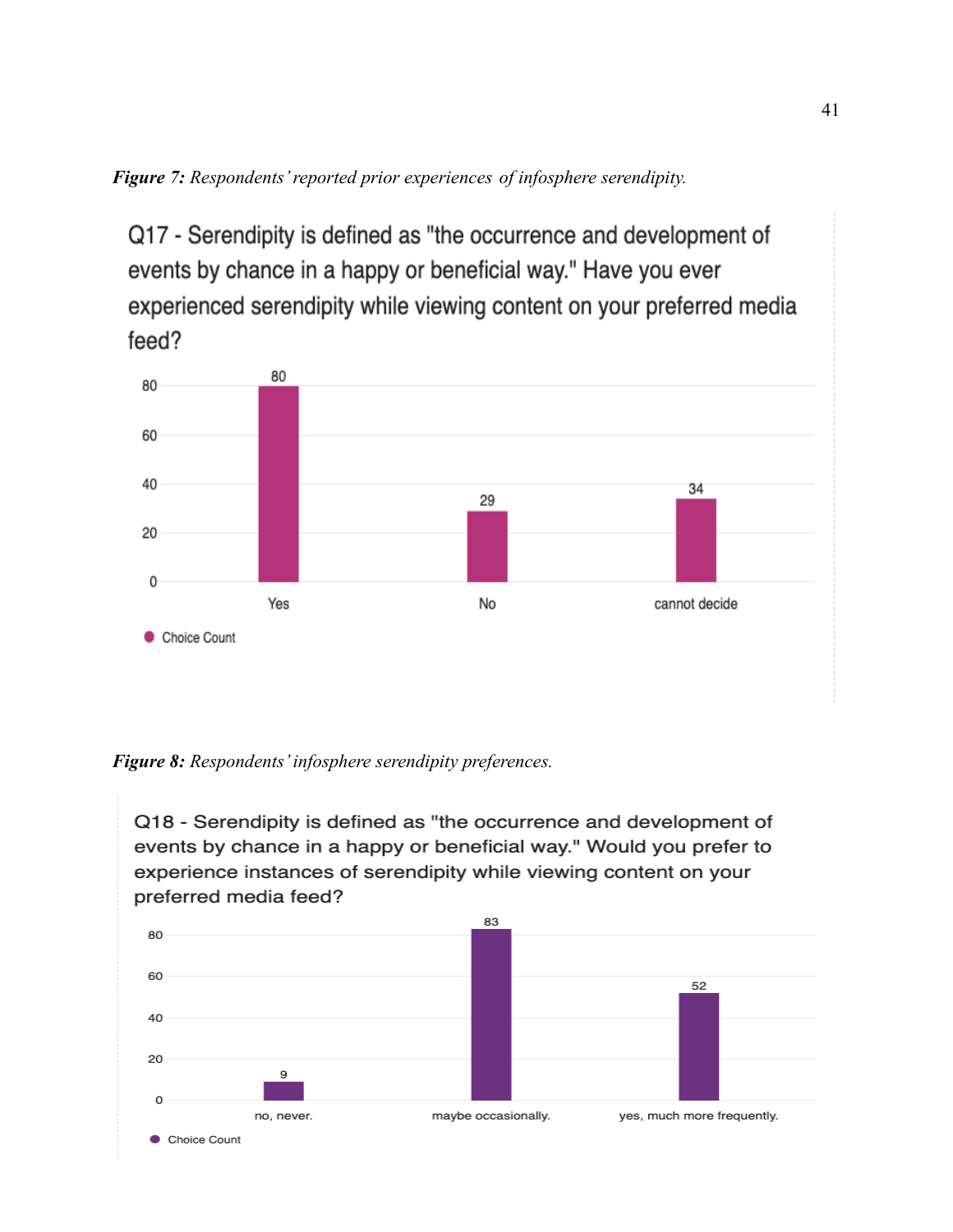***Figure 7:*** *Respondents' reported prior experiences of infosphere serendipity.*

Q17 - Serendipity is defined as "the occurrence and development of events by chance in a happy or beneficial way." Have you ever experienced serendipity while viewing content on your preferred media feed?

| Choice | Choice Count |
| --- | --- |
| Yes | 80 |
| No | 29 |
| cannot decide | 34 |

***Figure 8:*** *Respondents' infosphere serendipity preferences.*

Q18 - Serendipity is defined as "the occurrence and development of events by chance in a happy or beneficial way." Would you prefer to experience instances of serendipity while viewing content on your preferred media feed?

| Choice | Choice Count |
| --- | --- |
| no, never. | 9 |
| maybe occasionally. | 83 |
| yes, much more frequently. | 52 |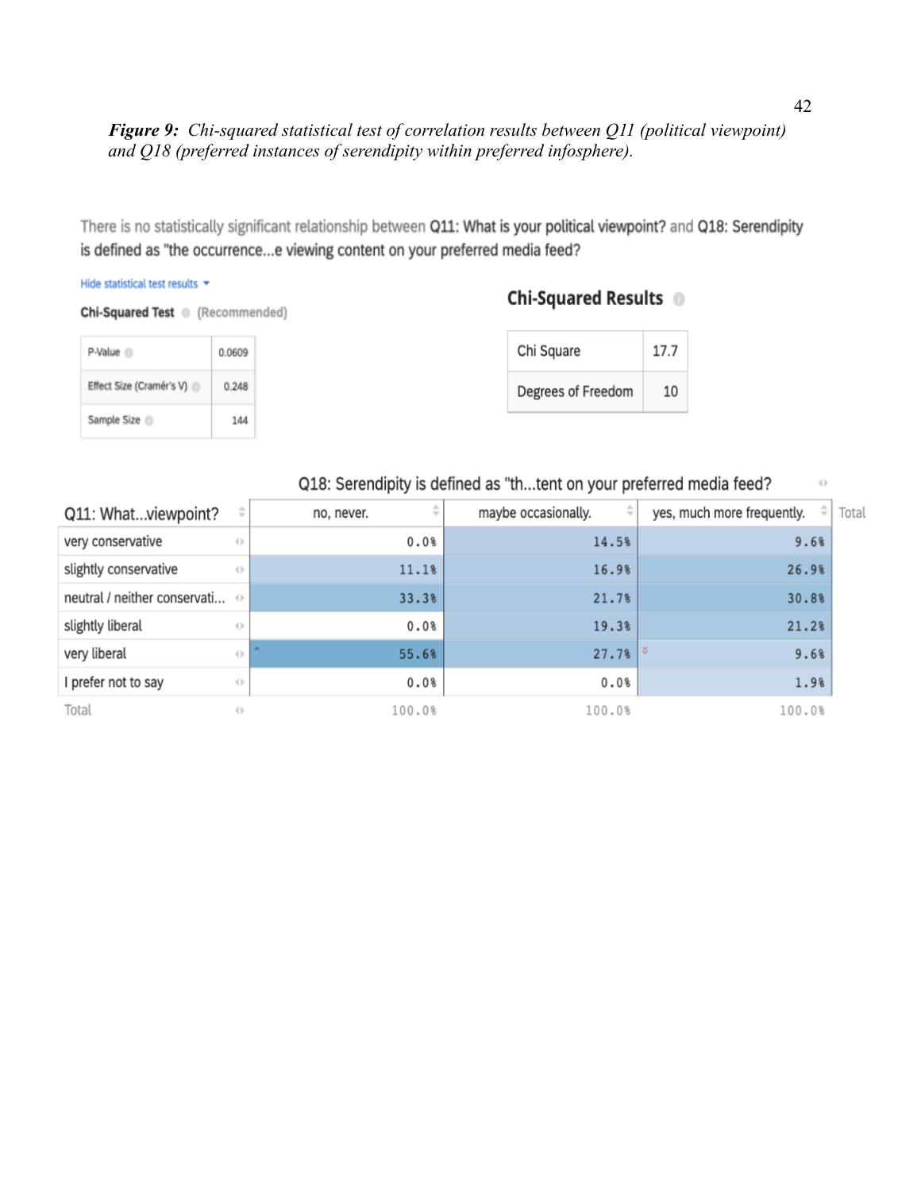***Figure 9:*** *Chi-squared statistical test of correlation results between Q11 (political viewpoint) and Q18 (preferred instances of serendipity within preferred infosphere).*

There is no statistically significant relationship between **Q11: What is your political viewpoint?** and **Q18: Serendipity is defined as "the occurrence...e viewing content on your preferred media feed?**

Hide statistical test results

**Chi-Squared Test** (Recommended)

| P-Value | 0.0609 |
|---|---|
| Effect Size (Cramér's V) | 0.248 |
| Sample Size | 144 |

**Chi-Squared Results**

| Chi Square | 17.7 |
|---|---|
| Degrees of Freedom | 10 |

| Q11: What...viewpoint? | Q18: Serendipity is defined as "th...tent on your preferred media feed? no, never. | maybe occasionally. | yes, much more frequently. |
|---|---|---|---|
| very conservative | 0.0% | 14.5% | 9.6% |
| slightly conservative | 11.1% | 16.9% | 26.9% |
| neutral / neither conservati... | 33.3% | 21.7% | 30.8% |
| slightly liberal | 0.0% | 19.3% | 21.2% |
| very liberal | 55.6% | 27.7% | 9.6% |
| I prefer not to say | 0.0% | 0.0% | 1.9% |
| Total | 100.0% | 100.0% | 100.0% |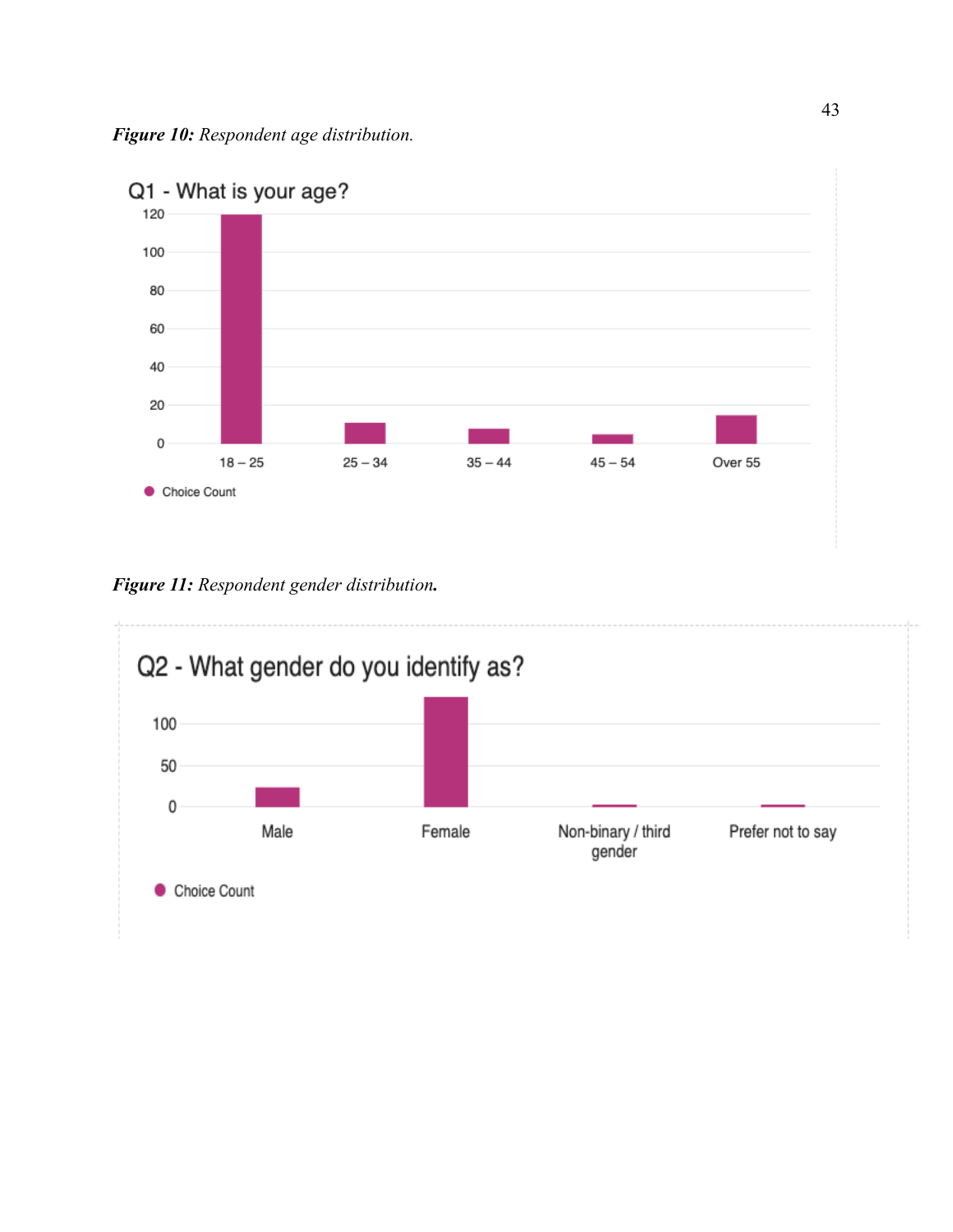***Figure 10:*** *Respondent age distribution.*

Q1 - What is your age?

| Age | Choice Count (approx.) |
|---|---|
| 18 – 25 | 120 |
| 25 – 34 | 11 |
| 35 – 44 | 8 |
| 45 – 54 | 5 |
| Over 55 | 15 |

***Figure 11:*** *Respondent gender distribution.*

Q2 - What gender do you identify as?

| Gender | Choice Count (approx.) |
|---|---|
| Male | 24 |
| Female | 133 |
| Non-binary / third gender | 2 |
| Prefer not to say | 2 |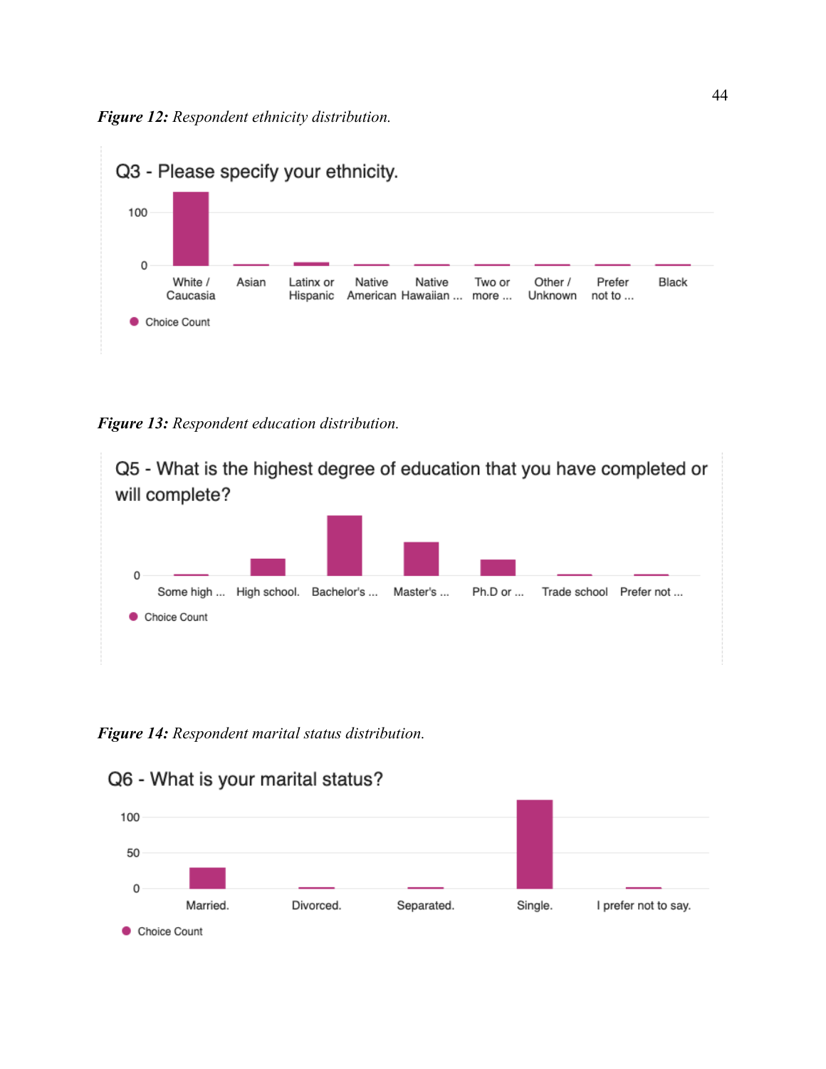***Figure 12:*** *Respondent ethnicity distribution.*

Q3 - Please specify your ethnicity.

100

0

White / Caucasia | Asian | Latinx or Hispanic | Native American | Native Hawaiian ... | Two or more ... | Other / Unknown | Prefer not to ... | Black

Choice Count

***Figure 13:*** *Respondent education distribution.*

Q5 - What is the highest degree of education that you have completed or will complete?

0

Some high ... | High school. | Bachelor's ... | Master's ... | Ph.D or ... | Trade school | Prefer not ...

Choice Count

***Figure 14:*** *Respondent marital status distribution.*

Q6 - What is your marital status?

100

50

0

Married. | Divorced. | Separated. | Single. | I prefer not to say.

Choice Count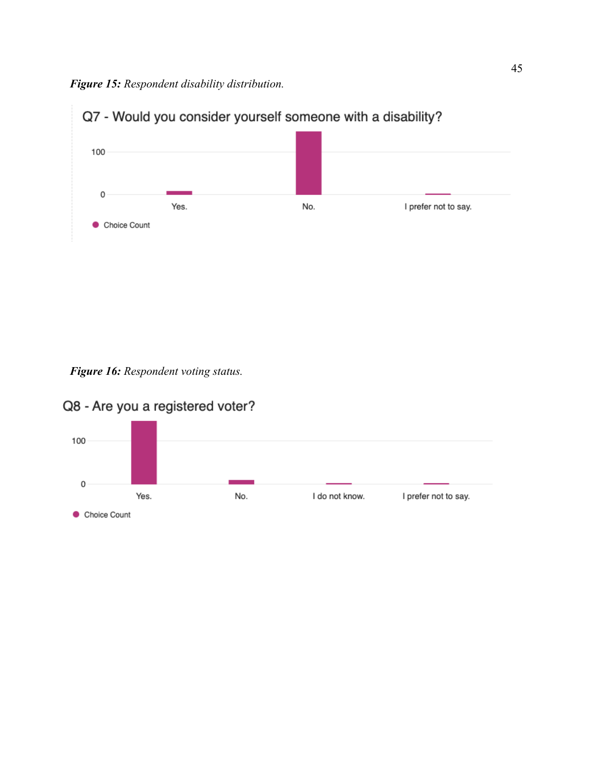***Figure 15:*** *Respondent disability distribution.*

Q7 - Would you consider yourself someone with a disability?

100

0

Yes. No. I prefer not to say.

Choice Count

***Figure 16:*** *Respondent voting status.*

Q8 - Are you a registered voter?

100

0

Yes. No. I do not know. I prefer not to say.

Choice Count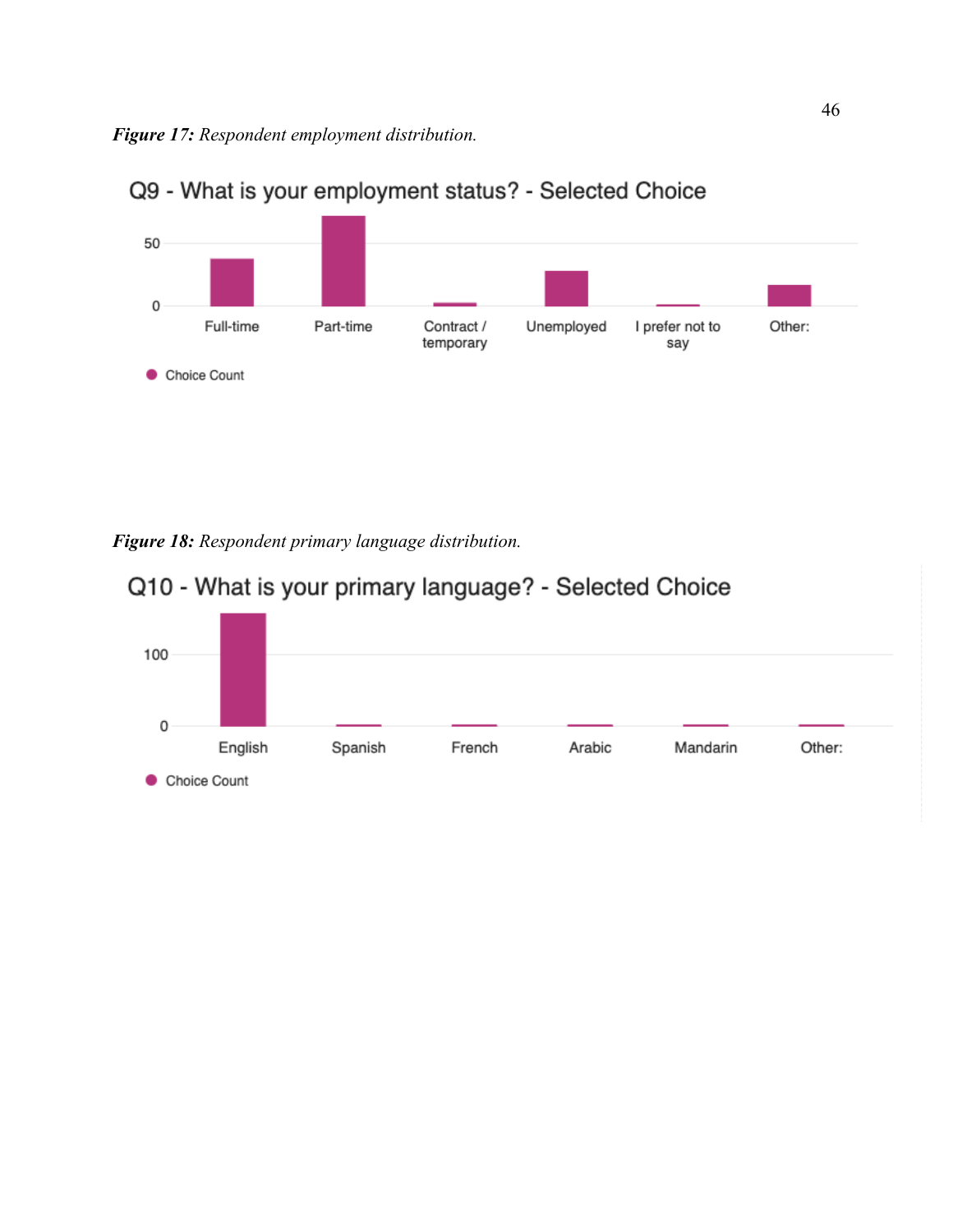***Figure 17:*** *Respondent employment distribution.*

Q9 - What is your employment status? - Selected Choice

50

0

Full-time Part-time Contract / temporary Unemployed I prefer not to say Other:

Choice Count

***Figure 18:*** *Respondent primary language distribution.*

Q10 - What is your primary language? - Selected Choice

100

0

English Spanish French Arabic Mandarin Other:

Choice Count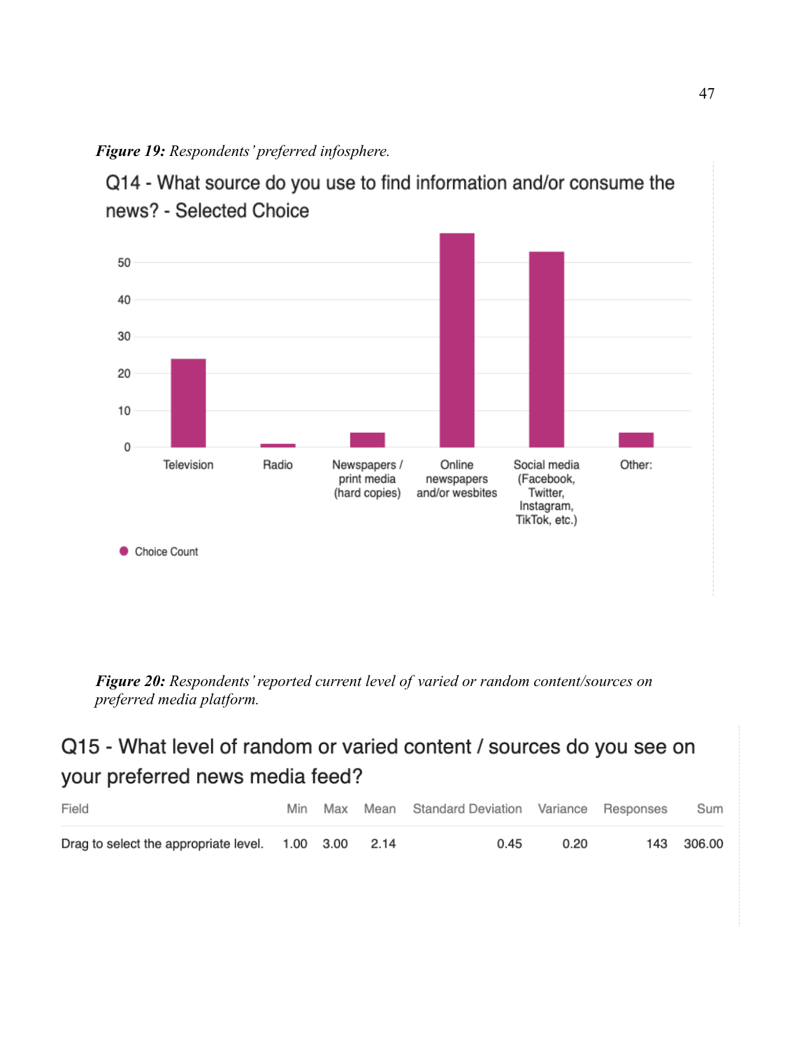***Figure 19:*** *Respondents' preferred infosphere.*

Q14 - What source do you use to find information and/or consume the news? - Selected Choice

50
40
30
20
10
0

Television
Radio
Newspapers / print media (hard copies)
Online newspapers and/or wesbites
Social media (Facebook, Twitter, Instagram, TikTok, etc.)
Other:

Choice Count

***Figure 20:*** *Respondents' reported current level of varied or random content/sources on preferred media platform.*

Q15 - What level of random or varied content / sources do you see on your preferred news media feed?

| Field | Min | Max | Mean | Standard Deviation | Variance | Responses | Sum |
|---|---|---|---|---|---|---|---|
| Drag to select the appropriate level. | 1.00 | 3.00 | 2.14 | 0.45 | 0.20 | 143 | 306.00 |